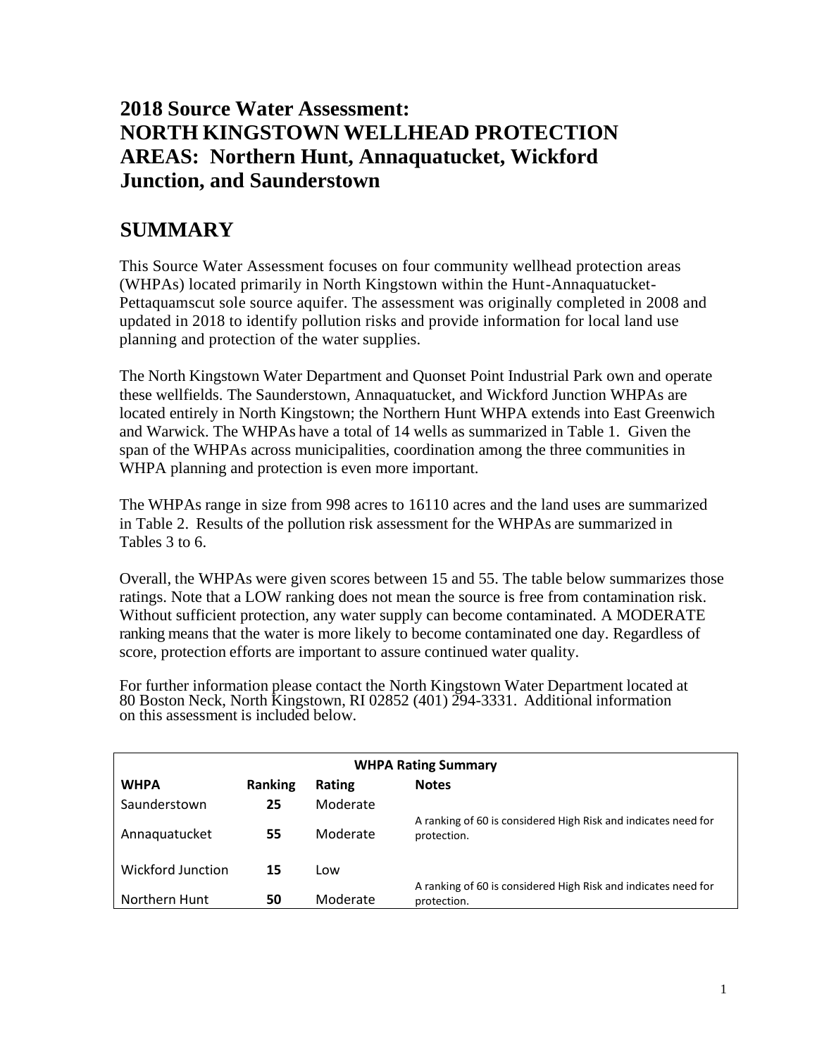# 2018 Source Water Assessment: NORTH KINGSTOWN WELLHEAD PROTECTION AREAS: Northern Hunt, Annaquatucket, Wickford Junction, and Saunderstown

## SUMMARY

This Source Water Assessment focuses on four community wellhead protection areas (WHPAs) located primarily in North Kingstown within the Hunt-Annaquatucket-Pettaquamscut sole source aquifer. The assessment was originally completed in 2008 and updated in 2018 to identify pollution risks and provide information for local land use planning and protection of the water supplies.

The North Kingstown Water Department and Quonset Point Industrial Park own and operate these wellfields. The Saunderstown, Annaquatucket, and Wickford Junction WHPAs are located entirely in North Kingstown; the Northern Hunt WHPA extends into East Greenwich and Warwick. The WHPAs have a total of 14 wells as summarized in Table 1. Given the span of the WHPAs across municipalities, coordination among the three communities in WHPA planning and protection is even more important.

The WHPAs range in size from 998 acres to 16110 acres and the land uses are summarized in Table 2. Results of the pollution risk assessment for the WHPAs are summarized in Tables 3 to 6.

Overall, the WHPAs were given scores between 15 and 55. The table below summarizes those ratings. Note that a LOW ranking does not mean the source is free from contamination risk. Without sufficient protection, any water supply can become contaminated. A MODERATE ranking means that the water is more likely to become contaminated one day. Regardless of score, protection efforts are important to assure continued water quality.

For further information please contact the North Kingstown Water Department located at 80 Boston Neck, North Kingstown, RI 02852 (401) 294-3331. Additional information on this assessment is included below.

**WHPA Rating Summary**

| WHPA | Ranking | Rating | Notes |
|---|---|---|---|
| Saunderstown | 25 | Moderate | |
| Annaquatucket | 55 | Moderate | A ranking of 60 is considered High Risk and indicates need for protection. |
| Wickford Junction | 15 | Low | |
| Northern Hunt | 50 | Moderate | A ranking of 60 is considered High Risk and indicates need for protection. |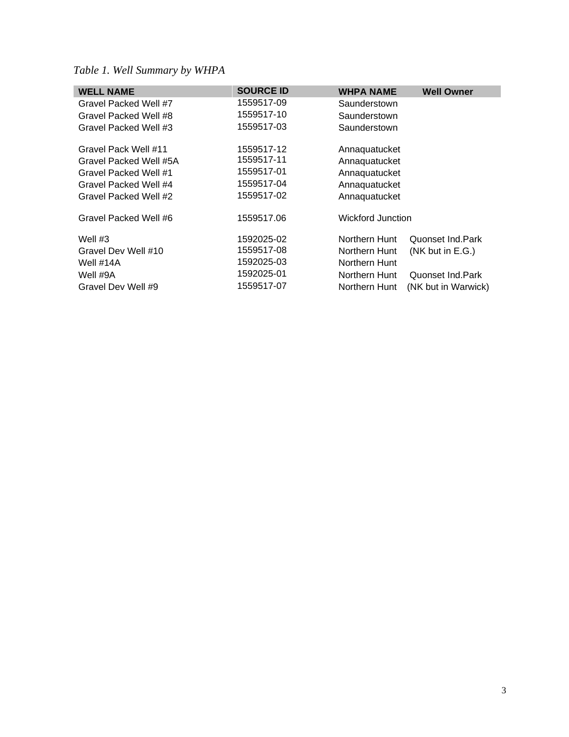*Table 1. Well Summary by WHPA*

| WELL NAME | SOURCE ID | WHPA NAME | Well Owner |
|---|---|---|---|
| Gravel Packed Well #7 | 1559517-09 | Saunderstown | |
| Gravel Packed Well #8 | 1559517-10 | Saunderstown | |
| Gravel Packed Well #3 | 1559517-03 | Saunderstown | |
| Gravel Pack Well #11 | 1559517-12 | Annaquatucket | |
| Gravel Packed Well #5A | 1559517-11 | Annaquatucket | |
| Gravel Packed Well #1 | 1559517-01 | Annaquatucket | |
| Gravel Packed Well #4 | 1559517-04 | Annaquatucket | |
| Gravel Packed Well #2 | 1559517-02 | Annaquatucket | |
| Gravel Packed Well #6 | 1559517.06 | Wickford Junction | |
| Well #3 | 1592025-02 | Northern Hunt | Quonset Ind.Park |
| Gravel Dev Well #10 | 1559517-08 | Northern Hunt | (NK but in E.G.) |
| Well #14A | 1592025-03 | Northern Hunt | |
| Well #9A | 1592025-01 | Northern Hunt | Quonset Ind.Park |
| Gravel Dev Well #9 | 1559517-07 | Northern Hunt | (NK but in Warwick) |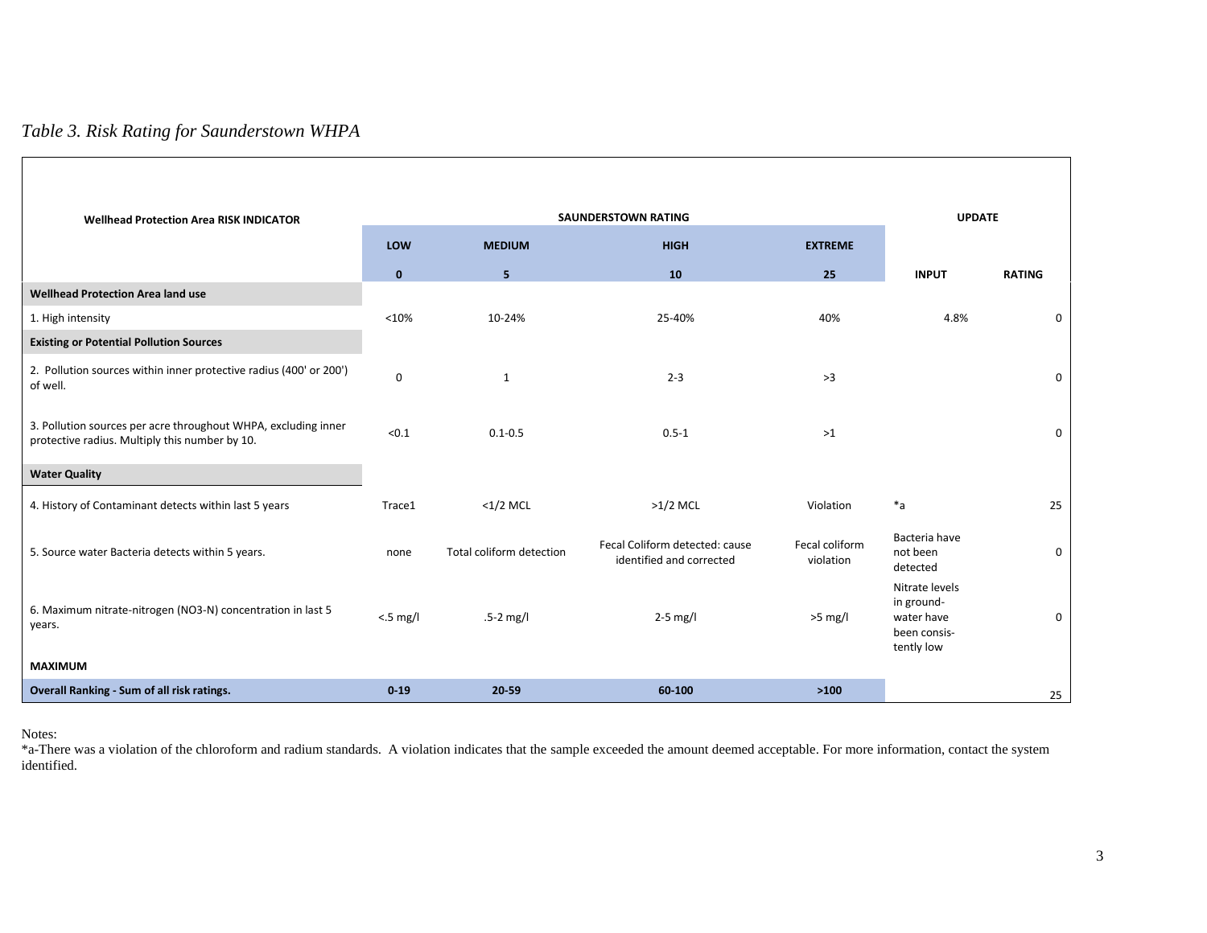*Table 3. Risk Rating for Saunderstown WHPA*

| Wellhead Protection Area RISK INDICATOR | SAUNDERSTOWN RATING | | | | UPDATE | |
|---|---|---|---|---|---|---|
| | LOW | MEDIUM | HIGH | EXTREME | | |
| | 0 | 5 | 10 | 25 | INPUT | RATING |
| **Wellhead Protection Area land use** | | | | | | |
| 1. High intensity | <10% | 10-24% | 25-40% | 40% | 4.8% | 0 |
| **Existing or Potential Pollution Sources** | | | | | | |
| 2. Pollution sources within inner protective radius (400' or 200') of well. | 0 | 1 | 2-3 | >3 | | 0 |
| 3. Pollution sources per acre throughout WHPA, excluding inner protective radius. Multiply this number by 10. | <0.1 | 0.1-0.5 | 0.5-1 | >1 | | 0 |
| **Water Quality** | | | | | | |
| 4. History of Contaminant detects within last 5 years | Trace1 | <1/2 MCL | >1/2 MCL | Violation | *a | 25 |
| 5. Source water Bacteria detects within 5 years. | none | Total coliform detection | Fecal Coliform detected: cause identified and corrected | Fecal coliform violation | Bacteria have not been detected | 0 |
| 6. Maximum nitrate-nitrogen (NO3-N) concentration in last 5 years. | <.5 mg/l | .5-2 mg/l | 2-5 mg/l | >5 mg/l | Nitrate levels in ground-water have been consis-tently low | 0 |
| **MAXIMUM** | | | | | | |
| **Overall Ranking - Sum of all risk ratings.** | **0-19** | **20-59** | **60-100** | **>100** | | 25 |

Notes:

*a-There was a violation of the chloroform and radium standards. A violation indicates that the sample exceeded the amount deemed acceptable. For more information, contact the system identified.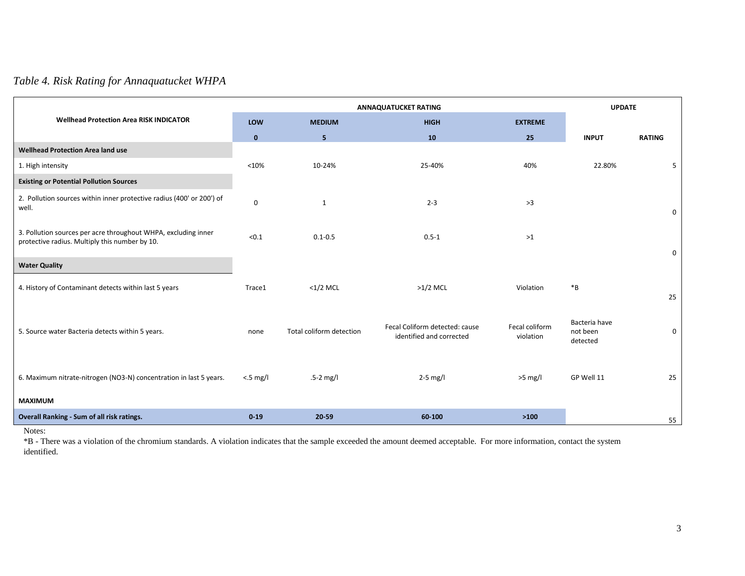*Table 4. Risk Rating for Annaquatucket WHPA*

| Wellhead Protection Area RISK INDICATOR | ANNAQUATUCKET RATING | | | | UPDATE | |
|---|---|---|---|---|---|---|
| | **LOW** | **MEDIUM** | **HIGH** | **EXTREME** | | |
| | **0** | **5** | **10** | **25** | **INPUT** | **RATING** |
| **Wellhead Protection Area land use** | | | | | | |
| 1. High intensity | <10% | 10-24% | 25-40% | 40% | 22.80% | 5 |
| **Existing or Potential Pollution Sources** | | | | | | |
| 2. Pollution sources within inner protective radius (400' or 200') of well. | 0 | 1 | 2-3 | >3 | | 0 |
| 3. Pollution sources per acre throughout WHPA, excluding inner protective radius. Multiply this number by 10. | <0.1 | 0.1-0.5 | 0.5-1 | >1 | | 0 |
| **Water Quality** | | | | | | |
| 4. History of Contaminant detects within last 5 years | Trace1 | <1/2 MCL | >1/2 MCL | Violation | *B | 25 |
| 5. Source water Bacteria detects within 5 years. | none | Total coliform detection | Fecal Coliform detected: cause identified and corrected | Fecal coliform violation | Bacteria have not been detected | 0 |
| 6. Maximum nitrate-nitrogen (NO3-N) concentration in last 5 years. | <.5 mg/l | .5-2 mg/l | 2-5 mg/l | >5 mg/l | GP Well 11 | 25 |
| **MAXIMUM** | | | | | | |
| **Overall Ranking - Sum of all risk ratings.** | **0-19** | **20-59** | **60-100** | **>100** | | 55 |

Notes:

*B - There was a violation of the chromium standards. A violation indicates that the sample exceeded the amount deemed acceptable. For more information, contact the system identified.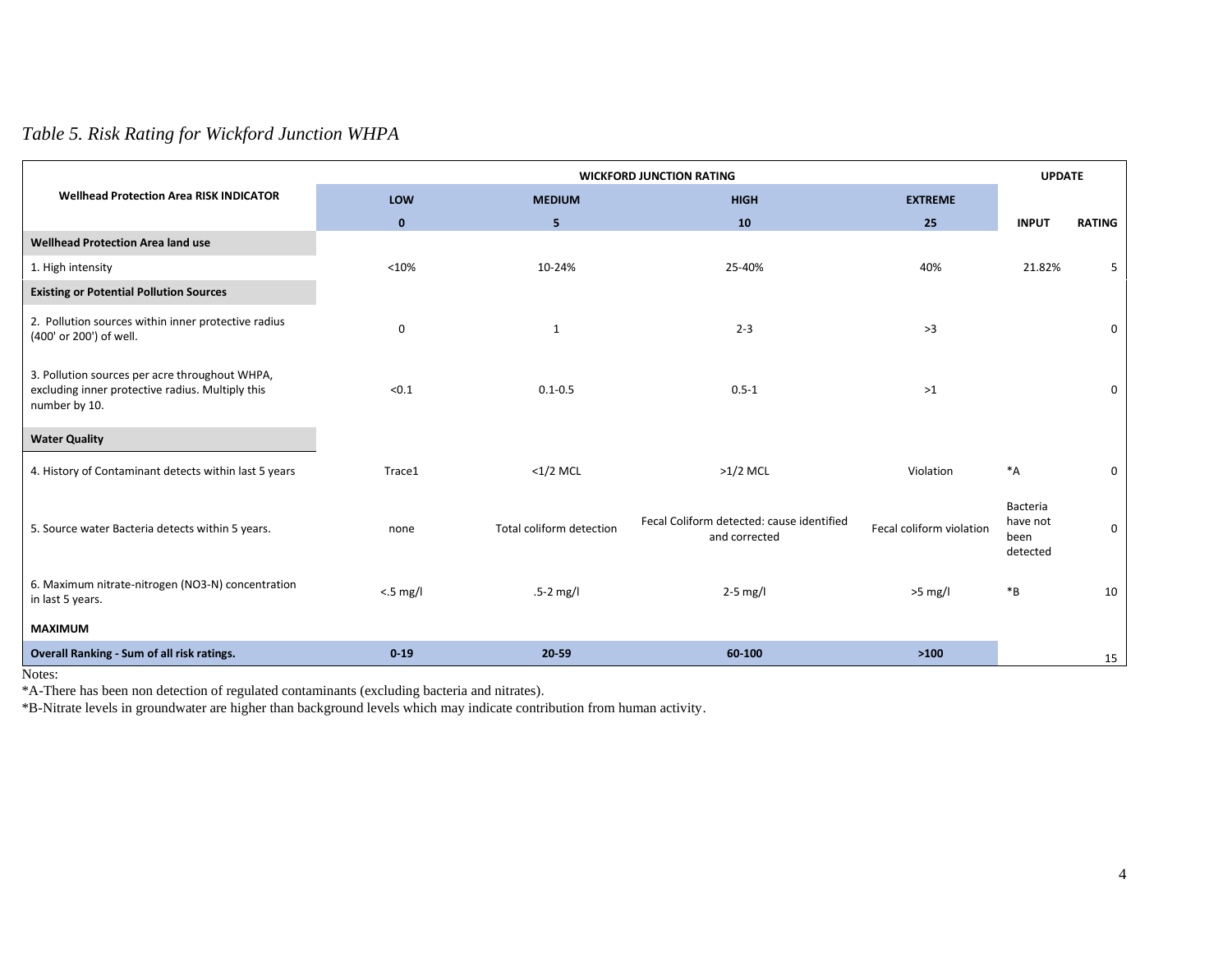*Table 5. Risk Rating for Wickford Junction WHPA*

| Wellhead Protection Area RISK INDICATOR | WICKFORD JUNCTION RATING | | | | UPDATE | |
|---|---|---|---|---|---|---|
| | **LOW** | **MEDIUM** | **HIGH** | **EXTREME** | | |
| | **0** | **5** | **10** | **25** | **INPUT** | **RATING** |
| **Wellhead Protection Area land use** | | | | | | |
| 1. High intensity | <10% | 10-24% | 25-40% | 40% | 21.82% | 5 |
| **Existing or Potential Pollution Sources** | | | | | | |
| 2. Pollution sources within inner protective radius (400' or 200') of well. | 0 | 1 | 2-3 | >3 | | 0 |
| 3. Pollution sources per acre throughout WHPA, excluding inner protective radius. Multiply this number by 10. | <0.1 | 0.1-0.5 | 0.5-1 | >1 | | 0 |
| **Water Quality** | | | | | | |
| 4. History of Contaminant detects within last 5 years | Trace1 | <1/2 MCL | >1/2 MCL | Violation | *A | 0 |
| 5. Source water Bacteria detects within 5 years. | none | Total coliform detection | Fecal Coliform detected: cause identified and corrected | Fecal coliform violation | Bacteria have not been detected | 0 |
| 6. Maximum nitrate-nitrogen (NO3-N) concentration in last 5 years. | <.5 mg/l | .5-2 mg/l | 2-5 mg/l | >5 mg/l | *B | 10 |
| **MAXIMUM** | | | | | | |
| **Overall Ranking - Sum of all risk ratings.** | **0-19** | **20-59** | **60-100** | **>100** | | 15 |

Notes:

*A-There has been non detection of regulated contaminants (excluding bacteria and nitrates).

*B-Nitrate levels in groundwater are higher than background levels which may indicate contribution from human activity.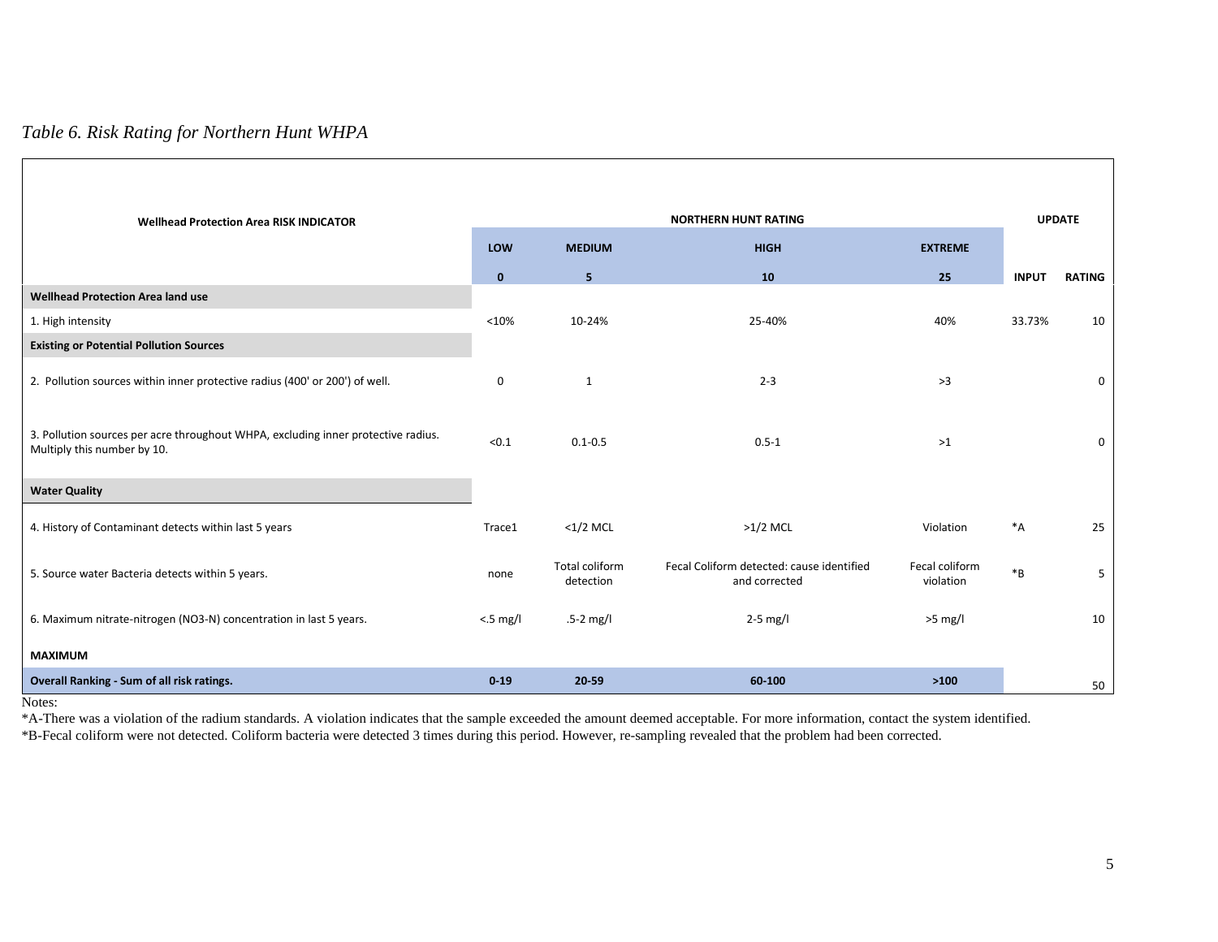*Table 6. Risk Rating for Northern Hunt WHPA*

| Wellhead Protection Area RISK INDICATOR | NORTHERN HUNT RATING | | | | UPDATE | |
|---|---|---|---|---|---|---|
| | LOW | MEDIUM | HIGH | EXTREME | | |
| | 0 | 5 | 10 | 25 | INPUT | RATING |
| **Wellhead Protection Area land use** | | | | | | |
| 1. High intensity | <10% | 10-24% | 25-40% | 40% | 33.73% | 10 |
| **Existing or Potential Pollution Sources** | | | | | | |
| 2. Pollution sources within inner protective radius (400' or 200') of well. | 0 | 1 | 2-3 | >3 | | 0 |
| 3. Pollution sources per acre throughout WHPA, excluding inner protective radius. Multiply this number by 10. | <0.1 | 0.1-0.5 | 0.5-1 | >1 | | 0 |
| **Water Quality** | | | | | | |
| 4. History of Contaminant detects within last 5 years | Trace1 | <1/2 MCL | >1/2 MCL | Violation | *A | 25 |
| 5. Source water Bacteria detects within 5 years. | none | Total coliform detection | Fecal Coliform detected: cause identified and corrected | Fecal coliform violation | *B | 5 |
| 6. Maximum nitrate-nitrogen (NO3-N) concentration in last 5 years. | <.5 mg/l | .5-2 mg/l | 2-5 mg/l | >5 mg/l | | 10 |
| **MAXIMUM** | | | | | | |
| **Overall Ranking - Sum of all risk ratings.** | **0-19** | **20-59** | **60-100** | **>100** | | 50 |

Notes:

*A-There was a violation of the radium standards. A violation indicates that the sample exceeded the amount deemed acceptable. For more information, contact the system identified.

*B-Fecal coliform were not detected. Coliform bacteria were detected 3 times during this period. However, re-sampling revealed that the problem had been corrected.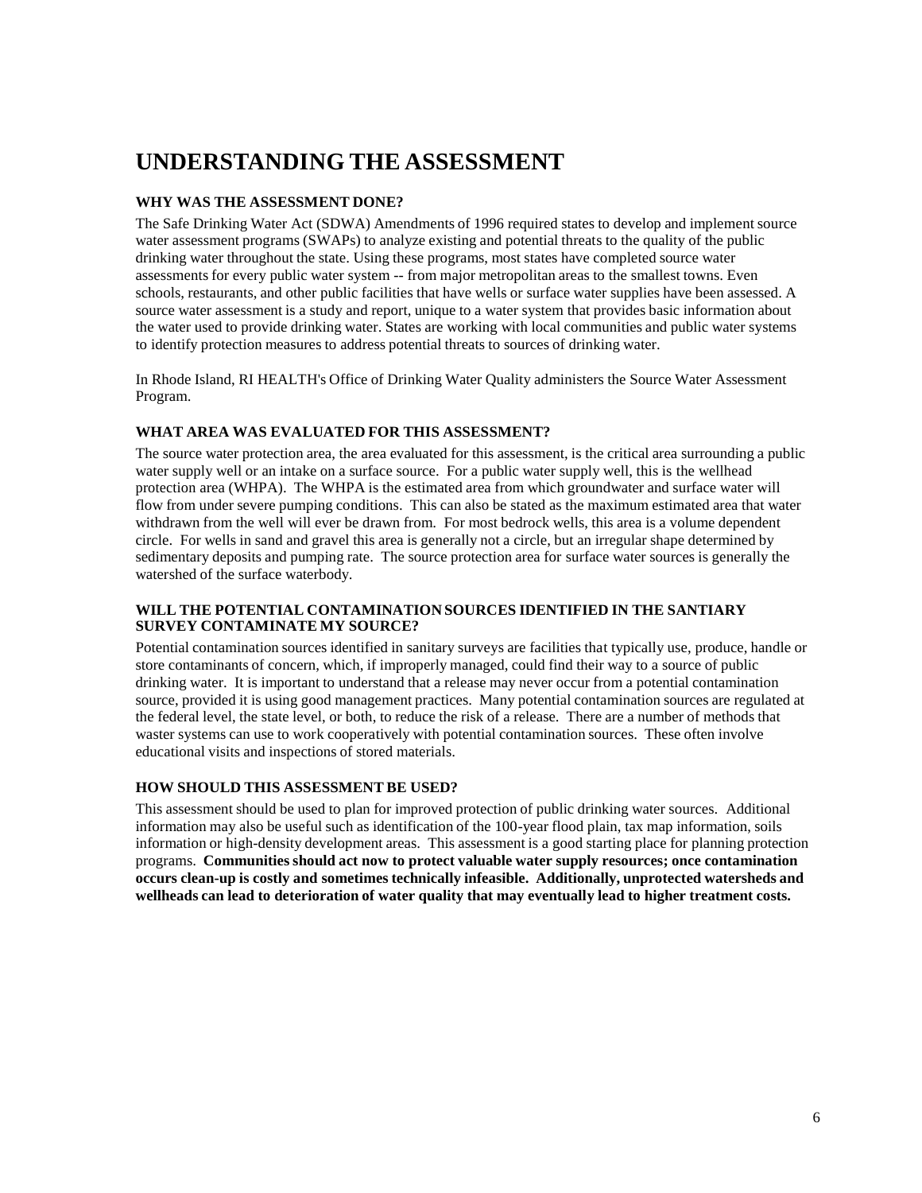# UNDERSTANDING THE ASSESSMENT

### WHY WAS THE ASSESSMENT DONE?

The Safe Drinking Water Act (SDWA) Amendments of 1996 required states to develop and implement source water assessment programs (SWAPs) to analyze existing and potential threats to the quality of the public drinking water throughout the state. Using these programs, most states have completed source water assessments for every public water system -- from major metropolitan areas to the smallest towns. Even schools, restaurants, and other public facilities that have wells or surface water supplies have been assessed. A source water assessment is a study and report, unique to a water system that provides basic information about the water used to provide drinking water. States are working with local communities and public water systems to identify protection measures to address potential threats to sources of drinking water.

In Rhode Island, RI HEALTH's Office of Drinking Water Quality administers the Source Water Assessment Program.

### WHAT AREA WAS EVALUATED FOR THIS ASSESSMENT?

The source water protection area, the area evaluated for this assessment, is the critical area surrounding a public water supply well or an intake on a surface source. For a public water supply well, this is the wellhead protection area (WHPA). The WHPA is the estimated area from which groundwater and surface water will flow from under severe pumping conditions. This can also be stated as the maximum estimated area that water withdrawn from the well will ever be drawn from. For most bedrock wells, this area is a volume dependent circle. For wells in sand and gravel this area is generally not a circle, but an irregular shape determined by sedimentary deposits and pumping rate. The source protection area for surface water sources is generally the watershed of the surface waterbody.

### WILL THE POTENTIAL CONTAMINATION SOURCES IDENTIFIED IN THE SANTIARY SURVEY CONTAMINATE MY SOURCE?

Potential contamination sources identified in sanitary surveys are facilities that typically use, produce, handle or store contaminants of concern, which, if improperly managed, could find their way to a source of public drinking water. It is important to understand that a release may never occur from a potential contamination source, provided it is using good management practices. Many potential contamination sources are regulated at the federal level, the state level, or both, to reduce the risk of a release. There are a number of methods that waster systems can use to work cooperatively with potential contamination sources. These often involve educational visits and inspections of stored materials.

### HOW SHOULD THIS ASSESSMENT BE USED?

This assessment should be used to plan for improved protection of public drinking water sources. Additional information may also be useful such as identification of the 100-year flood plain, tax map information, soils information or high-density development areas. This assessment is a good starting place for planning protection programs. **Communities should act now to protect valuable water supply resources; once contamination occurs clean-up is costly and sometimes technically infeasible. Additionally, unprotected watersheds and wellheads can lead to deterioration of water quality that may eventually lead to higher treatment costs.**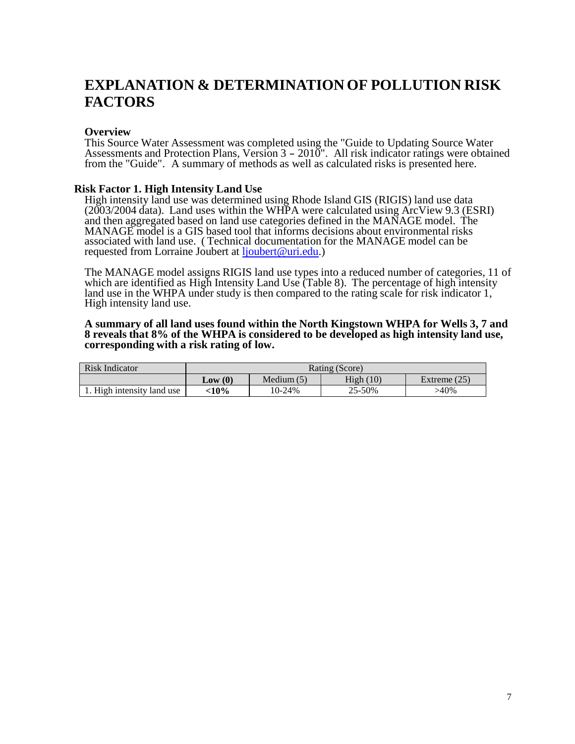# EXPLANATION & DETERMINATION OF POLLUTION RISK FACTORS

### Overview

This Source Water Assessment was completed using the "Guide to Updating Source Water Assessments and Protection Plans, Version 3 – 2010". All risk indicator ratings were obtained from the "Guide". A summary of methods as well as calculated risks is presented here.

### Risk Factor 1. High Intensity Land Use

High intensity land use was determined using Rhode Island GIS (RIGIS) land use data (2003/2004 data). Land uses within the WHPA were calculated using ArcView 9.3 (ESRI) and then aggregated based on land use categories defined in the MANAGE model. The MANAGE model is a GIS based tool that informs decisions about environmental risks associated with land use. ( Technical documentation for the MANAGE model can be requested from Lorraine Joubert at ljoubert@uri.edu.)

The MANAGE model assigns RIGIS land use types into a reduced number of categories, 11 of which are identified as High Intensity Land Use (Table 8). The percentage of high intensity land use in the WHPA under study is then compared to the rating scale for risk indicator 1, High intensity land use.

**A summary of all land uses found within the North Kingstown WHPA for Wells 3, 7 and 8 reveals that 8% of the WHPA is considered to be developed as high intensity land use, corresponding with a risk rating of low.**

| Risk Indicator | Rating (Score) | | | |
|---|---|---|---|---|
| | **Low (0)** | Medium (5) | High (10) | Extreme (25) |
| 1. High intensity land use | **<10%** | 10-24% | 25-50% | >40% |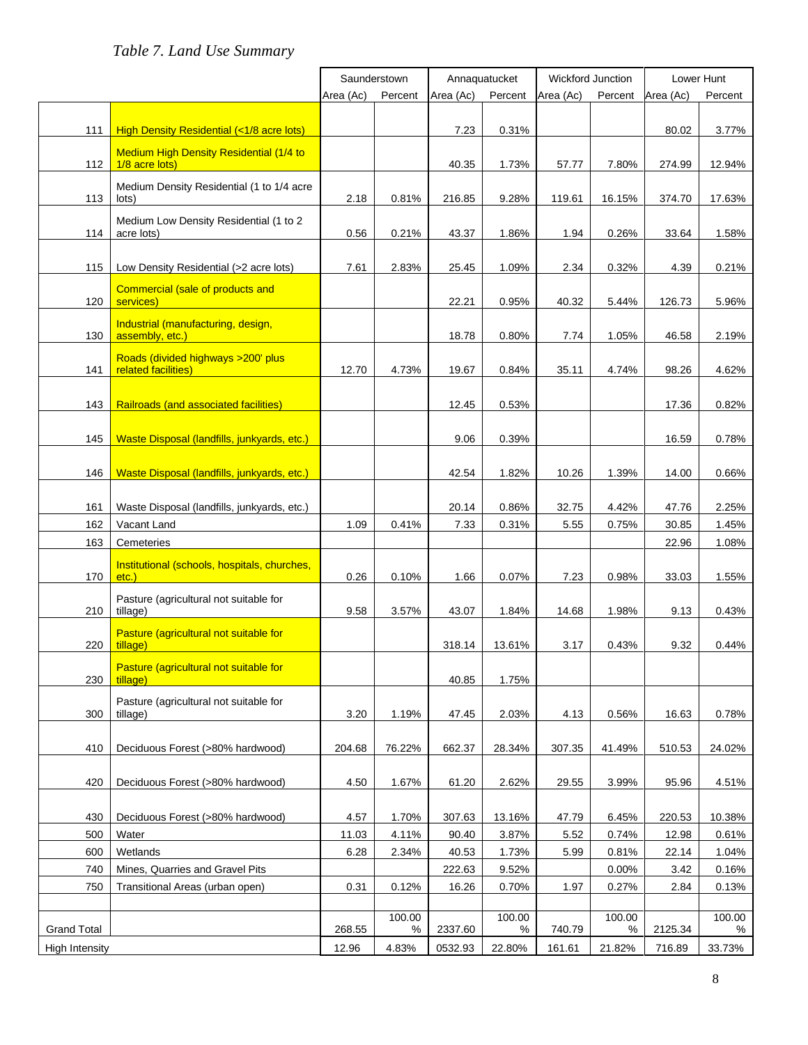*Table 7. Land Use Summary*

| | | Saunderstown | | Annaquatucket | | Wickford Junction | | Lower Hunt | |
|---|---|---|---|---|---|---|---|---|---|
| | | Area (Ac) | Percent | Area (Ac) | Percent | Area (Ac) | Percent | Area (Ac) | Percent |
| 111 | High Density Residential (<1/8 acre lots) | | | 7.23 | 0.31% | | | 80.02 | 3.77% |
| 112 | Medium High Density Residential (1/4 to 1/8 acre lots) | | | 40.35 | 1.73% | 57.77 | 7.80% | 274.99 | 12.94% |
| 113 | Medium Density Residential (1 to 1/4 acre lots) | 2.18 | 0.81% | 216.85 | 9.28% | 119.61 | 16.15% | 374.70 | 17.63% |
| 114 | Medium Low Density Residential (1 to 2 acre lots) | 0.56 | 0.21% | 43.37 | 1.86% | 1.94 | 0.26% | 33.64 | 1.58% |
| 115 | Low Density Residential (>2 acre lots) | 7.61 | 2.83% | 25.45 | 1.09% | 2.34 | 0.32% | 4.39 | 0.21% |
| 120 | Commercial (sale of products and services) | | | 22.21 | 0.95% | 40.32 | 5.44% | 126.73 | 5.96% |
| 130 | Industrial (manufacturing, design, assembly, etc.) | | | 18.78 | 0.80% | 7.74 | 1.05% | 46.58 | 2.19% |
| 141 | Roads (divided highways >200' plus related facilities) | 12.70 | 4.73% | 19.67 | 0.84% | 35.11 | 4.74% | 98.26 | 4.62% |
| 143 | Railroads (and associated facilities) | | | 12.45 | 0.53% | | | 17.36 | 0.82% |
| 145 | Waste Disposal (landfills, junkyards, etc.) | | | 9.06 | 0.39% | | | 16.59 | 0.78% |
| 146 | Waste Disposal (landfills, junkyards, etc.) | | | 42.54 | 1.82% | 10.26 | 1.39% | 14.00 | 0.66% |
| 161 | Waste Disposal (landfills, junkyards, etc.) | | | 20.14 | 0.86% | 32.75 | 4.42% | 47.76 | 2.25% |
| 162 | Vacant Land | 1.09 | 0.41% | 7.33 | 0.31% | 5.55 | 0.75% | 30.85 | 1.45% |
| 163 | Cemeteries | | | | | | | 22.96 | 1.08% |
| 170 | Institutional (schools, hospitals, churches, etc.) | 0.26 | 0.10% | 1.66 | 0.07% | 7.23 | 0.98% | 33.03 | 1.55% |
| 210 | Pasture (agricultural not suitable for tillage) | 9.58 | 3.57% | 43.07 | 1.84% | 14.68 | 1.98% | 9.13 | 0.43% |
| 220 | Pasture (agricultural not suitable for tillage) | | | 318.14 | 13.61% | 3.17 | 0.43% | 9.32 | 0.44% |
| 230 | Pasture (agricultural not suitable for tillage) | | | 40.85 | 1.75% | | | | |
| 300 | Pasture (agricultural not suitable for tillage) | 3.20 | 1.19% | 47.45 | 2.03% | 4.13 | 0.56% | 16.63 | 0.78% |
| 410 | Deciduous Forest (>80% hardwood) | 204.68 | 76.22% | 662.37 | 28.34% | 307.35 | 41.49% | 510.53 | 24.02% |
| 420 | Deciduous Forest (>80% hardwood) | 4.50 | 1.67% | 61.20 | 2.62% | 29.55 | 3.99% | 95.96 | 4.51% |
| 430 | Deciduous Forest (>80% hardwood) | 4.57 | 1.70% | 307.63 | 13.16% | 47.79 | 6.45% | 220.53 | 10.38% |
| 500 | Water | 11.03 | 4.11% | 90.40 | 3.87% | 5.52 | 0.74% | 12.98 | 0.61% |
| 600 | Wetlands | 6.28 | 2.34% | 40.53 | 1.73% | 5.99 | 0.81% | 22.14 | 1.04% |
| 740 | Mines, Quarries and Gravel Pits | | | 222.63 | 9.52% | | 0.00% | 3.42 | 0.16% |
| 750 | Transitional Areas (urban open) | 0.31 | 0.12% | 16.26 | 0.70% | 1.97 | 0.27% | 2.84 | 0.13% |
| | | | | | | | | | |
| Grand Total | | 268.55 | 100.00 % | 2337.60 | 100.00 % | 740.79 | 100.00 % | 2125.34 | 100.00 % |
| High Intensity | | 12.96 | 4.83% | 0532.93 | 22.80% | 161.61 | 21.82% | 716.89 | 33.73% |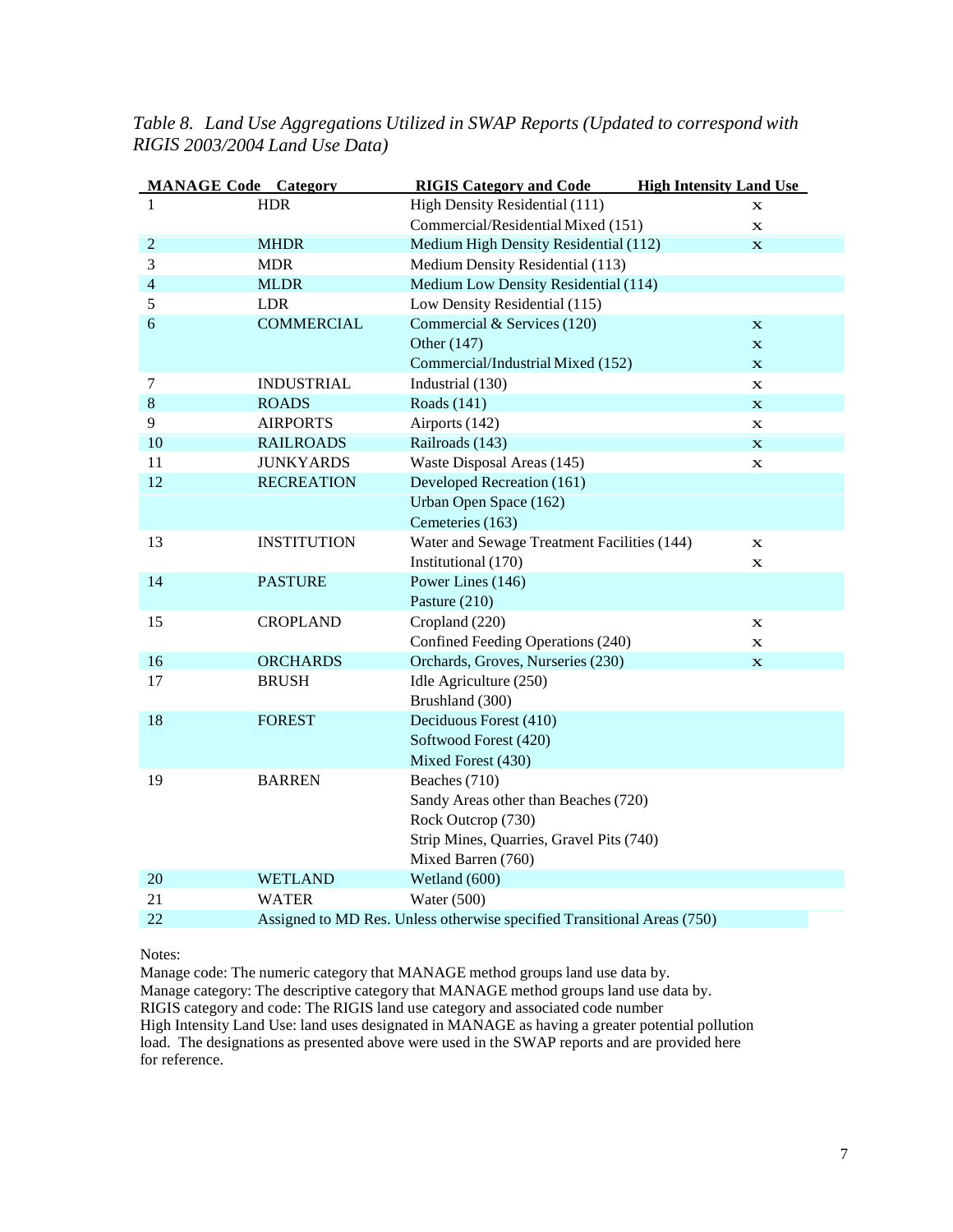*Table 8. Land Use Aggregations Utilized in SWAP Reports (Updated to correspond with RIGIS 2003/2004 Land Use Data)*

| MANAGE Code | Category | RIGIS Category and Code | High Intensity Land Use |
|---|---|---|---|
| 1 | HDR | High Density Residential (111) | x |
| | | Commercial/Residential Mixed (151) | x |
| 2 | MHDR | Medium High Density Residential (112) | x |
| 3 | MDR | Medium Density Residential (113) | |
| 4 | MLDR | Medium Low Density Residential (114) | |
| 5 | LDR | Low Density Residential (115) | |
| 6 | COMMERCIAL | Commercial & Services (120) | x |
| | | Other (147) | x |
| | | Commercial/Industrial Mixed (152) | x |
| 7 | INDUSTRIAL | Industrial (130) | x |
| 8 | ROADS | Roads (141) | x |
| 9 | AIRPORTS | Airports (142) | x |
| 10 | RAILROADS | Railroads (143) | x |
| 11 | JUNKYARDS | Waste Disposal Areas (145) | x |
| 12 | RECREATION | Developed Recreation (161) | |
| | | Urban Open Space (162) | |
| | | Cemeteries (163) | |
| 13 | INSTITUTION | Water and Sewage Treatment Facilities (144) | x |
| | | Institutional (170) | x |
| 14 | PASTURE | Power Lines (146) | |
| | | Pasture (210) | |
| 15 | CROPLAND | Cropland (220) | x |
| | | Confined Feeding Operations (240) | x |
| 16 | ORCHARDS | Orchards, Groves, Nurseries (230) | x |
| 17 | BRUSH | Idle Agriculture (250) | |
| | | Brushland (300) | |
| 18 | FOREST | Deciduous Forest (410) | |
| | | Softwood Forest (420) | |
| | | Mixed Forest (430) | |
| 19 | BARREN | Beaches (710) | |
| | | Sandy Areas other than Beaches (720) | |
| | | Rock Outcrop (730) | |
| | | Strip Mines, Quarries, Gravel Pits (740) | |
| | | Mixed Barren (760) | |
| 20 | WETLAND | Wetland (600) | |
| 21 | WATER | Water (500) | |
| 22 | Assigned to MD Res. Unless otherwise specified | Transitional Areas (750) | |

Notes:
Manage code: The numeric category that MANAGE method groups land use data by.
Manage category: The descriptive category that MANAGE method groups land use data by.
RIGIS category and code: The RIGIS land use category and associated code number
High Intensity Land Use: land uses designated in MANAGE as having a greater potential pollution load. The designations as presented above were used in the SWAP reports and are provided here for reference.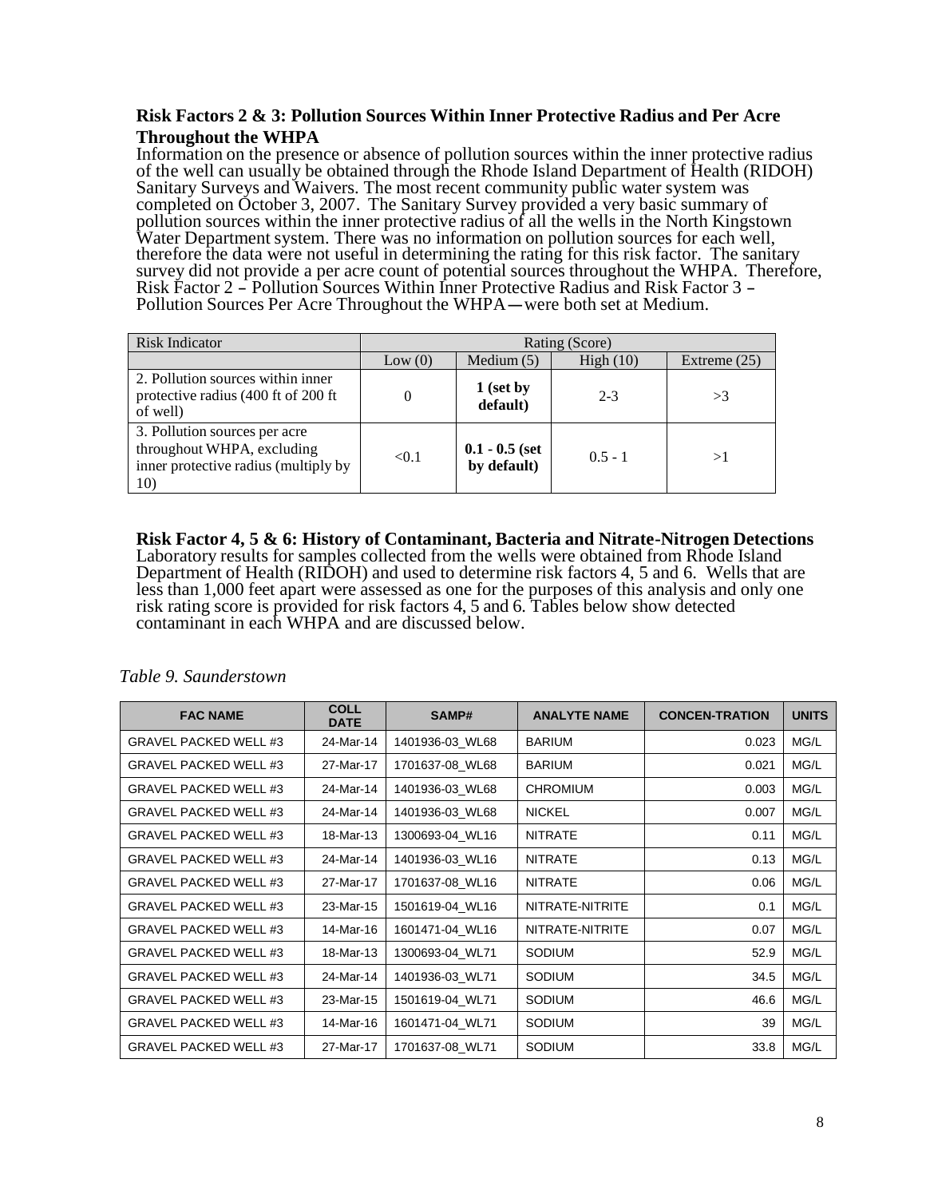### Risk Factors 2 & 3: Pollution Sources Within Inner Protective Radius and Per Acre Throughout the WHPA

Information on the presence or absence of pollution sources within the inner protective radius of the well can usually be obtained through the Rhode Island Department of Health (RIDOH) Sanitary Surveys and Waivers. The most recent community public water system was completed on October 3, 2007. The Sanitary Survey provided a very basic summary of pollution sources within the inner protective radius of all the wells in the North Kingstown Water Department system. There was no information on pollution sources for each well, therefore the data were not useful in determining the rating for this risk factor. The sanitary survey did not provide a per acre count of potential sources throughout the WHPA. Therefore, Risk Factor 2 – Pollution Sources Within Inner Protective Radius and Risk Factor 3 – Pollution Sources Per Acre Throughout the WHPA—were both set at Medium.

| Risk Indicator | Rating (Score) | | | |
|---|---|---|---|---|
| | Low (0) | Medium (5) | High (10) | Extreme (25) |
| 2. Pollution sources within inner protective radius (400 ft of 200 ft of well) | 0 | **1 (set by default)** | 2-3 | >3 |
| 3. Pollution sources per acre throughout WHPA, excluding inner protective radius (multiply by 10) | <0.1 | **0.1 - 0.5 (set by default)** | 0.5 - 1 | >1 |

### Risk Factor 4, 5 & 6: History of Contaminant, Bacteria and Nitrate-Nitrogen Detections

Laboratory results for samples collected from the wells were obtained from Rhode Island Department of Health (RIDOH) and used to determine risk factors 4, 5 and 6. Wells that are less than 1,000 feet apart were assessed as one for the purposes of this analysis and only one risk rating score is provided for risk factors 4, 5 and 6. Tables below show detected contaminant in each WHPA and are discussed below.

*Table 9. Saunderstown*

| FAC NAME | COLL DATE | SAMP# | ANALYTE NAME | CONCEN-TRATION | UNITS |
|---|---|---|---|---|---|
| GRAVEL PACKED WELL #3 | 24-Mar-14 | 1401936-03_WL68 | BARIUM | 0.023 | MG/L |
| GRAVEL PACKED WELL #3 | 27-Mar-17 | 1701637-08_WL68 | BARIUM | 0.021 | MG/L |
| GRAVEL PACKED WELL #3 | 24-Mar-14 | 1401936-03_WL68 | CHROMIUM | 0.003 | MG/L |
| GRAVEL PACKED WELL #3 | 24-Mar-14 | 1401936-03_WL68 | NICKEL | 0.007 | MG/L |
| GRAVEL PACKED WELL #3 | 18-Mar-13 | 1300693-04_WL16 | NITRATE | 0.11 | MG/L |
| GRAVEL PACKED WELL #3 | 24-Mar-14 | 1401936-03_WL16 | NITRATE | 0.13 | MG/L |
| GRAVEL PACKED WELL #3 | 27-Mar-17 | 1701637-08_WL16 | NITRATE | 0.06 | MG/L |
| GRAVEL PACKED WELL #3 | 23-Mar-15 | 1501619-04_WL16 | NITRATE-NITRITE | 0.1 | MG/L |
| GRAVEL PACKED WELL #3 | 14-Mar-16 | 1601471-04_WL16 | NITRATE-NITRITE | 0.07 | MG/L |
| GRAVEL PACKED WELL #3 | 18-Mar-13 | 1300693-04_WL71 | SODIUM | 52.9 | MG/L |
| GRAVEL PACKED WELL #3 | 24-Mar-14 | 1401936-03_WL71 | SODIUM | 34.5 | MG/L |
| GRAVEL PACKED WELL #3 | 23-Mar-15 | 1501619-04_WL71 | SODIUM | 46.6 | MG/L |
| GRAVEL PACKED WELL #3 | 14-Mar-16 | 1601471-04_WL71 | SODIUM | 39 | MG/L |
| GRAVEL PACKED WELL #3 | 27-Mar-17 | 1701637-08_WL71 | SODIUM | 33.8 | MG/L |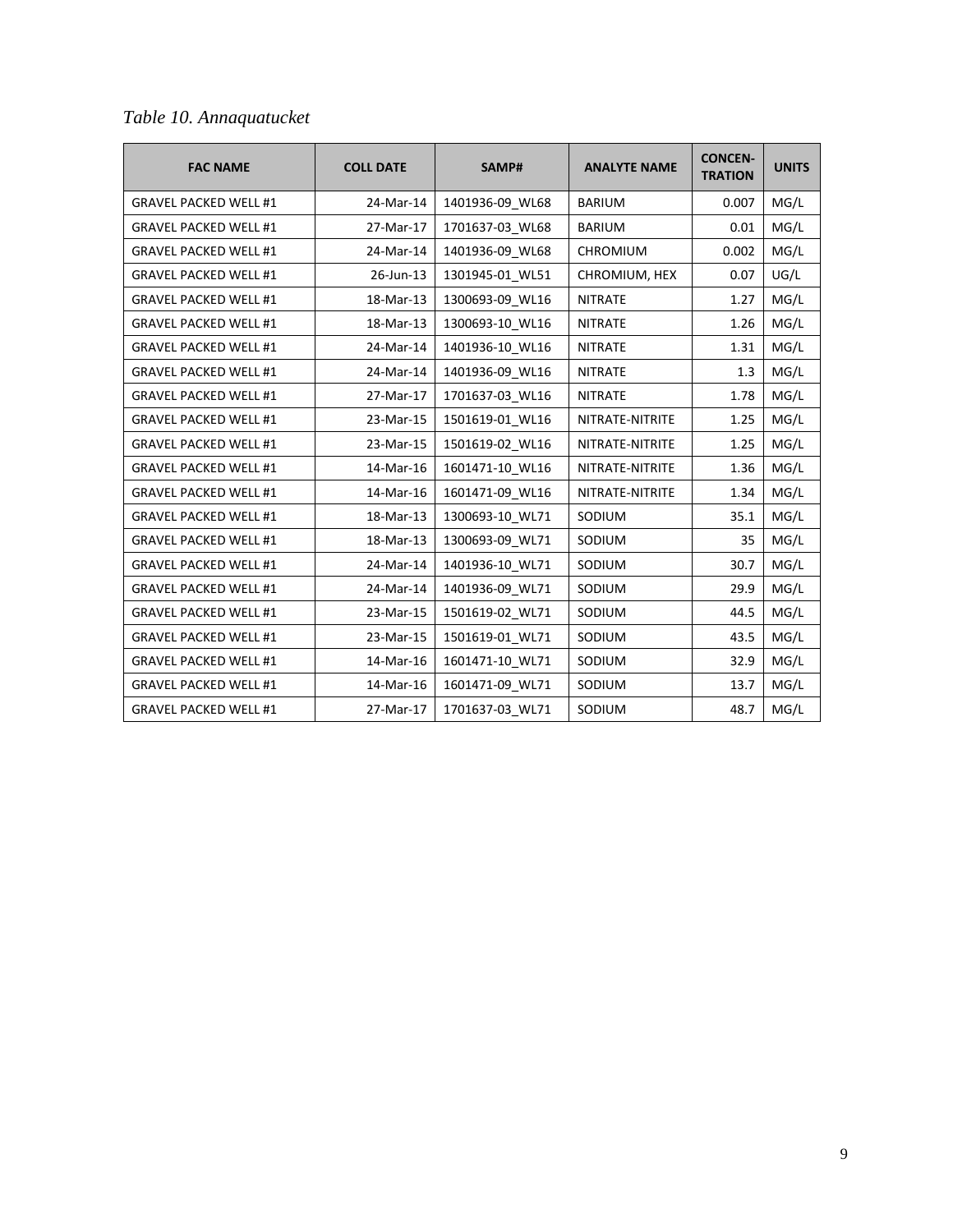*Table 10. Annaquatucket*

| FAC NAME | COLL DATE | SAMP# | ANALYTE NAME | CONCEN-TRATION | UNITS |
|---|---|---|---|---|---|
| GRAVEL PACKED WELL #1 | 24-Mar-14 | 1401936-09_WL68 | BARIUM | 0.007 | MG/L |
| GRAVEL PACKED WELL #1 | 27-Mar-17 | 1701637-03_WL68 | BARIUM | 0.01 | MG/L |
| GRAVEL PACKED WELL #1 | 24-Mar-14 | 1401936-09_WL68 | CHROMIUM | 0.002 | MG/L |
| GRAVEL PACKED WELL #1 | 26-Jun-13 | 1301945-01_WL51 | CHROMIUM, HEX | 0.07 | UG/L |
| GRAVEL PACKED WELL #1 | 18-Mar-13 | 1300693-09_WL16 | NITRATE | 1.27 | MG/L |
| GRAVEL PACKED WELL #1 | 18-Mar-13 | 1300693-10_WL16 | NITRATE | 1.26 | MG/L |
| GRAVEL PACKED WELL #1 | 24-Mar-14 | 1401936-10_WL16 | NITRATE | 1.31 | MG/L |
| GRAVEL PACKED WELL #1 | 24-Mar-14 | 1401936-09_WL16 | NITRATE | 1.3 | MG/L |
| GRAVEL PACKED WELL #1 | 27-Mar-17 | 1701637-03_WL16 | NITRATE | 1.78 | MG/L |
| GRAVEL PACKED WELL #1 | 23-Mar-15 | 1501619-01_WL16 | NITRATE-NITRITE | 1.25 | MG/L |
| GRAVEL PACKED WELL #1 | 23-Mar-15 | 1501619-02_WL16 | NITRATE-NITRITE | 1.25 | MG/L |
| GRAVEL PACKED WELL #1 | 14-Mar-16 | 1601471-10_WL16 | NITRATE-NITRITE | 1.36 | MG/L |
| GRAVEL PACKED WELL #1 | 14-Mar-16 | 1601471-09_WL16 | NITRATE-NITRITE | 1.34 | MG/L |
| GRAVEL PACKED WELL #1 | 18-Mar-13 | 1300693-10_WL71 | SODIUM | 35.1 | MG/L |
| GRAVEL PACKED WELL #1 | 18-Mar-13 | 1300693-09_WL71 | SODIUM | 35 | MG/L |
| GRAVEL PACKED WELL #1 | 24-Mar-14 | 1401936-10_WL71 | SODIUM | 30.7 | MG/L |
| GRAVEL PACKED WELL #1 | 24-Mar-14 | 1401936-09_WL71 | SODIUM | 29.9 | MG/L |
| GRAVEL PACKED WELL #1 | 23-Mar-15 | 1501619-02_WL71 | SODIUM | 44.5 | MG/L |
| GRAVEL PACKED WELL #1 | 23-Mar-15 | 1501619-01_WL71 | SODIUM | 43.5 | MG/L |
| GRAVEL PACKED WELL #1 | 14-Mar-16 | 1601471-10_WL71 | SODIUM | 32.9 | MG/L |
| GRAVEL PACKED WELL #1 | 14-Mar-16 | 1601471-09_WL71 | SODIUM | 13.7 | MG/L |
| GRAVEL PACKED WELL #1 | 27-Mar-17 | 1701637-03_WL71 | SODIUM | 48.7 | MG/L |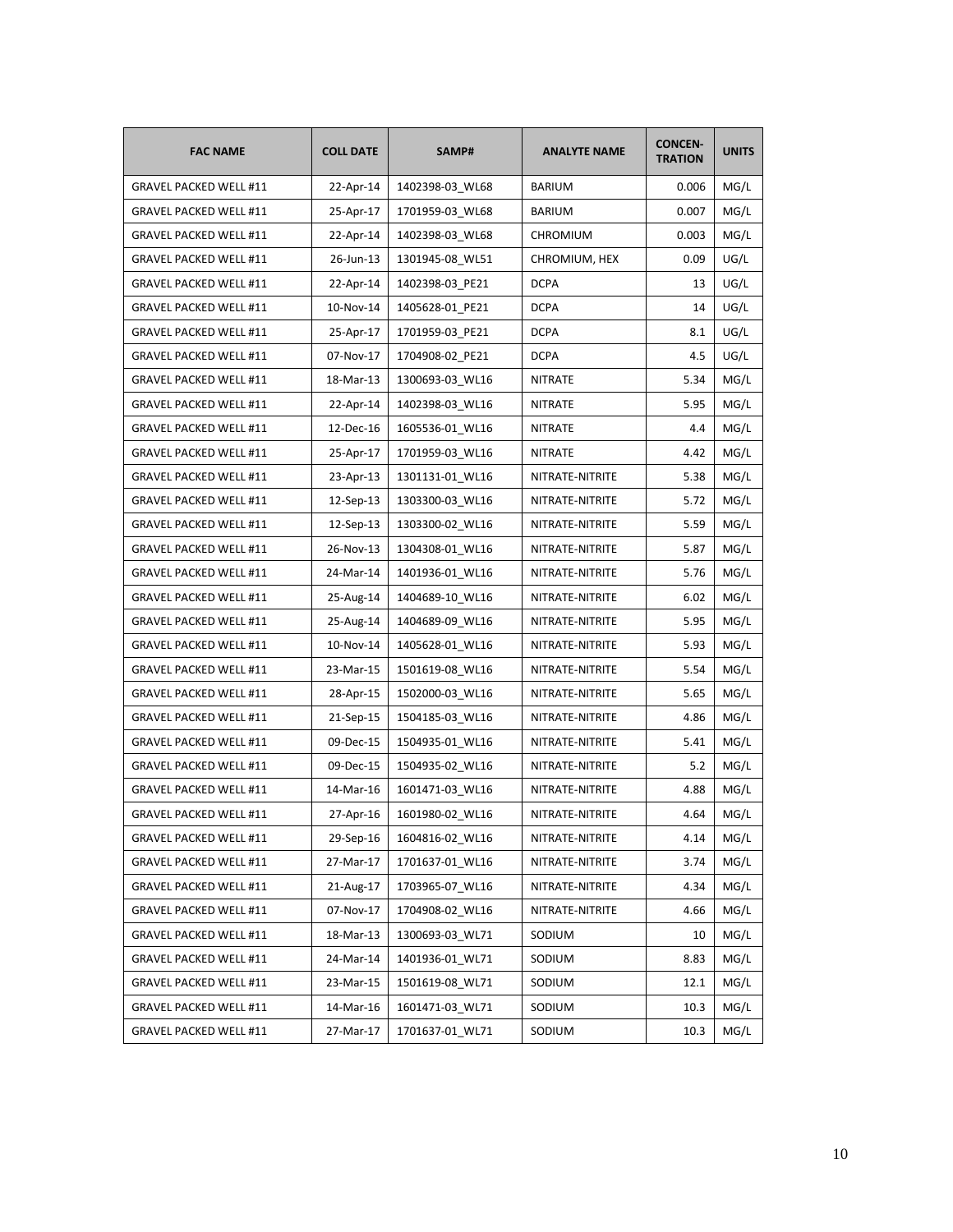| FAC NAME | COLL DATE | SAMP# | ANALYTE NAME | CONCEN-TRATION | UNITS |
|---|---|---|---|---|---|
| GRAVEL PACKED WELL #11 | 22-Apr-14 | 1402398-03_WL68 | BARIUM | 0.006 | MG/L |
| GRAVEL PACKED WELL #11 | 25-Apr-17 | 1701959-03_WL68 | BARIUM | 0.007 | MG/L |
| GRAVEL PACKED WELL #11 | 22-Apr-14 | 1402398-03_WL68 | CHROMIUM | 0.003 | MG/L |
| GRAVEL PACKED WELL #11 | 26-Jun-13 | 1301945-08_WL51 | CHROMIUM, HEX | 0.09 | UG/L |
| GRAVEL PACKED WELL #11 | 22-Apr-14 | 1402398-03_PE21 | DCPA | 13 | UG/L |
| GRAVEL PACKED WELL #11 | 10-Nov-14 | 1405628-01_PE21 | DCPA | 14 | UG/L |
| GRAVEL PACKED WELL #11 | 25-Apr-17 | 1701959-03_PE21 | DCPA | 8.1 | UG/L |
| GRAVEL PACKED WELL #11 | 07-Nov-17 | 1704908-02_PE21 | DCPA | 4.5 | UG/L |
| GRAVEL PACKED WELL #11 | 18-Mar-13 | 1300693-03_WL16 | NITRATE | 5.34 | MG/L |
| GRAVEL PACKED WELL #11 | 22-Apr-14 | 1402398-03_WL16 | NITRATE | 5.95 | MG/L |
| GRAVEL PACKED WELL #11 | 12-Dec-16 | 1605536-01_WL16 | NITRATE | 4.4 | MG/L |
| GRAVEL PACKED WELL #11 | 25-Apr-17 | 1701959-03_WL16 | NITRATE | 4.42 | MG/L |
| GRAVEL PACKED WELL #11 | 23-Apr-13 | 1301131-01_WL16 | NITRATE-NITRITE | 5.38 | MG/L |
| GRAVEL PACKED WELL #11 | 12-Sep-13 | 1303300-03_WL16 | NITRATE-NITRITE | 5.72 | MG/L |
| GRAVEL PACKED WELL #11 | 12-Sep-13 | 1303300-02_WL16 | NITRATE-NITRITE | 5.59 | MG/L |
| GRAVEL PACKED WELL #11 | 26-Nov-13 | 1304308-01_WL16 | NITRATE-NITRITE | 5.87 | MG/L |
| GRAVEL PACKED WELL #11 | 24-Mar-14 | 1401936-01_WL16 | NITRATE-NITRITE | 5.76 | MG/L |
| GRAVEL PACKED WELL #11 | 25-Aug-14 | 1404689-10_WL16 | NITRATE-NITRITE | 6.02 | MG/L |
| GRAVEL PACKED WELL #11 | 25-Aug-14 | 1404689-09_WL16 | NITRATE-NITRITE | 5.95 | MG/L |
| GRAVEL PACKED WELL #11 | 10-Nov-14 | 1405628-01_WL16 | NITRATE-NITRITE | 5.93 | MG/L |
| GRAVEL PACKED WELL #11 | 23-Mar-15 | 1501619-08_WL16 | NITRATE-NITRITE | 5.54 | MG/L |
| GRAVEL PACKED WELL #11 | 28-Apr-15 | 1502000-03_WL16 | NITRATE-NITRITE | 5.65 | MG/L |
| GRAVEL PACKED WELL #11 | 21-Sep-15 | 1504185-03_WL16 | NITRATE-NITRITE | 4.86 | MG/L |
| GRAVEL PACKED WELL #11 | 09-Dec-15 | 1504935-01_WL16 | NITRATE-NITRITE | 5.41 | MG/L |
| GRAVEL PACKED WELL #11 | 09-Dec-15 | 1504935-02_WL16 | NITRATE-NITRITE | 5.2 | MG/L |
| GRAVEL PACKED WELL #11 | 14-Mar-16 | 1601471-03_WL16 | NITRATE-NITRITE | 4.88 | MG/L |
| GRAVEL PACKED WELL #11 | 27-Apr-16 | 1601980-02_WL16 | NITRATE-NITRITE | 4.64 | MG/L |
| GRAVEL PACKED WELL #11 | 29-Sep-16 | 1604816-02_WL16 | NITRATE-NITRITE | 4.14 | MG/L |
| GRAVEL PACKED WELL #11 | 27-Mar-17 | 1701637-01_WL16 | NITRATE-NITRITE | 3.74 | MG/L |
| GRAVEL PACKED WELL #11 | 21-Aug-17 | 1703965-07_WL16 | NITRATE-NITRITE | 4.34 | MG/L |
| GRAVEL PACKED WELL #11 | 07-Nov-17 | 1704908-02_WL16 | NITRATE-NITRITE | 4.66 | MG/L |
| GRAVEL PACKED WELL #11 | 18-Mar-13 | 1300693-03_WL71 | SODIUM | 10 | MG/L |
| GRAVEL PACKED WELL #11 | 24-Mar-14 | 1401936-01_WL71 | SODIUM | 8.83 | MG/L |
| GRAVEL PACKED WELL #11 | 23-Mar-15 | 1501619-08_WL71 | SODIUM | 12.1 | MG/L |
| GRAVEL PACKED WELL #11 | 14-Mar-16 | 1601471-03_WL71 | SODIUM | 10.3 | MG/L |
| GRAVEL PACKED WELL #11 | 27-Mar-17 | 1701637-01_WL71 | SODIUM | 10.3 | MG/L |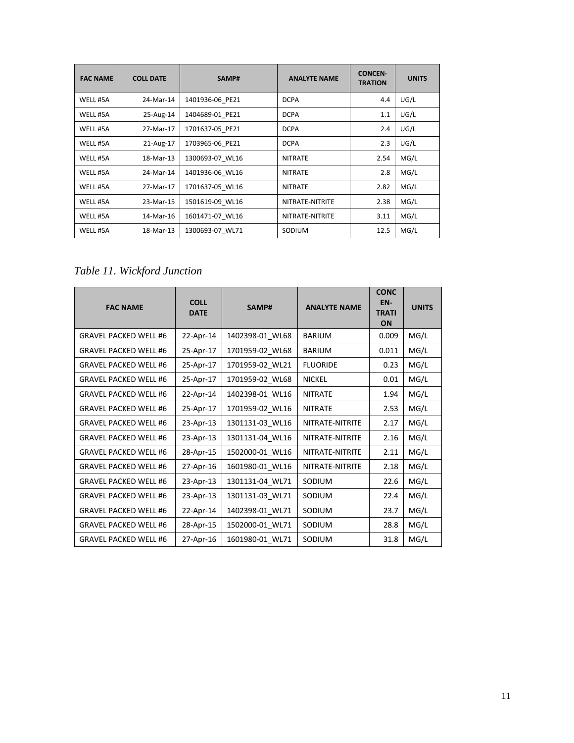| FAC NAME | COLL DATE | SAMP# | ANALYTE NAME | CONCEN-TRATION | UNITS |
|---|---|---|---|---|---|
| WELL #5A | 24-Mar-14 | 1401936-06_PE21 | DCPA | 4.4 | UG/L |
| WELL #5A | 25-Aug-14 | 1404689-01_PE21 | DCPA | 1.1 | UG/L |
| WELL #5A | 27-Mar-17 | 1701637-05_PE21 | DCPA | 2.4 | UG/L |
| WELL #5A | 21-Aug-17 | 1703965-06_PE21 | DCPA | 2.3 | UG/L |
| WELL #5A | 18-Mar-13 | 1300693-07_WL16 | NITRATE | 2.54 | MG/L |
| WELL #5A | 24-Mar-14 | 1401936-06_WL16 | NITRATE | 2.8 | MG/L |
| WELL #5A | 27-Mar-17 | 1701637-05_WL16 | NITRATE | 2.82 | MG/L |
| WELL #5A | 23-Mar-15 | 1501619-09_WL16 | NITRATE-NITRITE | 2.38 | MG/L |
| WELL #5A | 14-Mar-16 | 1601471-07_WL16 | NITRATE-NITRITE | 3.11 | MG/L |
| WELL #5A | 18-Mar-13 | 1300693-07_WL71 | SODIUM | 12.5 | MG/L |

*Table 11. Wickford Junction*

| FAC NAME | COLL DATE | SAMP# | ANALYTE NAME | CONCEN-TRATION | UNITS |
|---|---|---|---|---|---|
| GRAVEL PACKED WELL #6 | 22-Apr-14 | 1402398-01_WL68 | BARIUM | 0.009 | MG/L |
| GRAVEL PACKED WELL #6 | 25-Apr-17 | 1701959-02_WL68 | BARIUM | 0.011 | MG/L |
| GRAVEL PACKED WELL #6 | 25-Apr-17 | 1701959-02_WL21 | FLUORIDE | 0.23 | MG/L |
| GRAVEL PACKED WELL #6 | 25-Apr-17 | 1701959-02_WL68 | NICKEL | 0.01 | MG/L |
| GRAVEL PACKED WELL #6 | 22-Apr-14 | 1402398-01_WL16 | NITRATE | 1.94 | MG/L |
| GRAVEL PACKED WELL #6 | 25-Apr-17 | 1701959-02_WL16 | NITRATE | 2.53 | MG/L |
| GRAVEL PACKED WELL #6 | 23-Apr-13 | 1301131-03_WL16 | NITRATE-NITRITE | 2.17 | MG/L |
| GRAVEL PACKED WELL #6 | 23-Apr-13 | 1301131-04_WL16 | NITRATE-NITRITE | 2.16 | MG/L |
| GRAVEL PACKED WELL #6 | 28-Apr-15 | 1502000-01_WL16 | NITRATE-NITRITE | 2.11 | MG/L |
| GRAVEL PACKED WELL #6 | 27-Apr-16 | 1601980-01_WL16 | NITRATE-NITRITE | 2.18 | MG/L |
| GRAVEL PACKED WELL #6 | 23-Apr-13 | 1301131-04_WL71 | SODIUM | 22.6 | MG/L |
| GRAVEL PACKED WELL #6 | 23-Apr-13 | 1301131-03_WL71 | SODIUM | 22.4 | MG/L |
| GRAVEL PACKED WELL #6 | 22-Apr-14 | 1402398-01_WL71 | SODIUM | 23.7 | MG/L |
| GRAVEL PACKED WELL #6 | 28-Apr-15 | 1502000-01_WL71 | SODIUM | 28.8 | MG/L |
| GRAVEL PACKED WELL #6 | 27-Apr-16 | 1601980-01_WL71 | SODIUM | 31.8 | MG/L |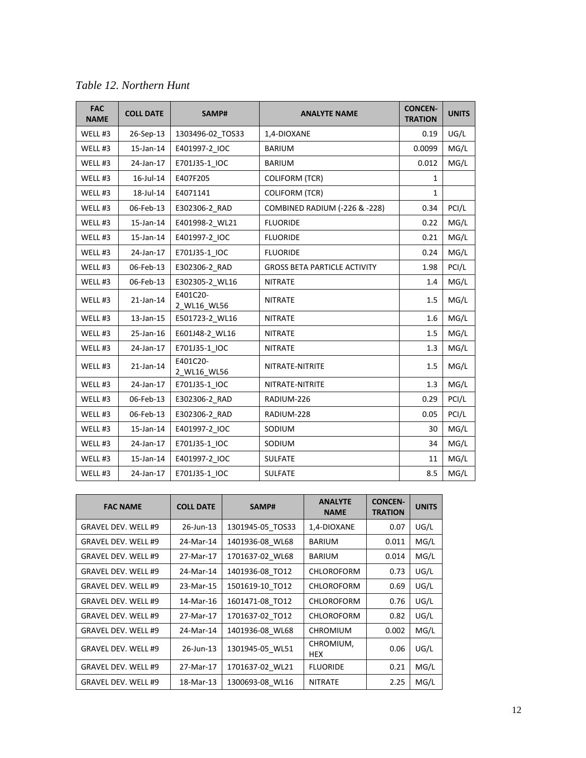*Table 12. Northern Hunt*

| FAC NAME | COLL DATE | SAMP# | ANALYTE NAME | CONCEN-TRATION | UNITS |
|---|---|---|---|---|---|
| WELL #3 | 26-Sep-13 | 1303496-02_TOS33 | 1,4-DIOXANE | 0.19 | UG/L |
| WELL #3 | 15-Jan-14 | E401997-2_IOC | BARIUM | 0.0099 | MG/L |
| WELL #3 | 24-Jan-17 | E701J35-1_IOC | BARIUM | 0.012 | MG/L |
| WELL #3 | 16-Jul-14 | E407F205 | COLIFORM (TCR) | 1 | |
| WELL #3 | 18-Jul-14 | E4071141 | COLIFORM (TCR) | 1 | |
| WELL #3 | 06-Feb-13 | E302306-2_RAD | COMBINED RADIUM (-226 & -228) | 0.34 | PCI/L |
| WELL #3 | 15-Jan-14 | E401998-2_WL21 | FLUORIDE | 0.22 | MG/L |
| WELL #3 | 15-Jan-14 | E401997-2_IOC | FLUORIDE | 0.21 | MG/L |
| WELL #3 | 24-Jan-17 | E701J35-1_IOC | FLUORIDE | 0.24 | MG/L |
| WELL #3 | 06-Feb-13 | E302306-2_RAD | GROSS BETA PARTICLE ACTIVITY | 1.98 | PCI/L |
| WELL #3 | 06-Feb-13 | E302305-2_WL16 | NITRATE | 1.4 | MG/L |
| WELL #3 | 21-Jan-14 | E401C20-2_WL16_WL56 | NITRATE | 1.5 | MG/L |
| WELL #3 | 13-Jan-15 | E501723-2_WL16 | NITRATE | 1.6 | MG/L |
| WELL #3 | 25-Jan-16 | E601J48-2_WL16 | NITRATE | 1.5 | MG/L |
| WELL #3 | 24-Jan-17 | E701J35-1_IOC | NITRATE | 1.3 | MG/L |
| WELL #3 | 21-Jan-14 | E401C20-2_WL16_WL56 | NITRATE-NITRITE | 1.5 | MG/L |
| WELL #3 | 24-Jan-17 | E701J35-1_IOC | NITRATE-NITRITE | 1.3 | MG/L |
| WELL #3 | 06-Feb-13 | E302306-2_RAD | RADIUM-226 | 0.29 | PCI/L |
| WELL #3 | 06-Feb-13 | E302306-2_RAD | RADIUM-228 | 0.05 | PCI/L |
| WELL #3 | 15-Jan-14 | E401997-2_IOC | SODIUM | 30 | MG/L |
| WELL #3 | 24-Jan-17 | E701J35-1_IOC | SODIUM | 34 | MG/L |
| WELL #3 | 15-Jan-14 | E401997-2_IOC | SULFATE | 11 | MG/L |
| WELL #3 | 24-Jan-17 | E701J35-1_IOC | SULFATE | 8.5 | MG/L |

| FAC NAME | COLL DATE | SAMP# | ANALYTE NAME | CONCEN-TRATION | UNITS |
|---|---|---|---|---|---|
| GRAVEL DEV. WELL #9 | 26-Jun-13 | 1301945-05_TOS33 | 1,4-DIOXANE | 0.07 | UG/L |
| GRAVEL DEV. WELL #9 | 24-Mar-14 | 1401936-08_WL68 | BARIUM | 0.011 | MG/L |
| GRAVEL DEV. WELL #9 | 27-Mar-17 | 1701637-02_WL68 | BARIUM | 0.014 | MG/L |
| GRAVEL DEV. WELL #9 | 24-Mar-14 | 1401936-08_TO12 | CHLOROFORM | 0.73 | UG/L |
| GRAVEL DEV. WELL #9 | 23-Mar-15 | 1501619-10_TO12 | CHLOROFORM | 0.69 | UG/L |
| GRAVEL DEV. WELL #9 | 14-Mar-16 | 1601471-08_TO12 | CHLOROFORM | 0.76 | UG/L |
| GRAVEL DEV. WELL #9 | 27-Mar-17 | 1701637-02_TO12 | CHLOROFORM | 0.82 | UG/L |
| GRAVEL DEV. WELL #9 | 24-Mar-14 | 1401936-08_WL68 | CHROMIUM | 0.002 | MG/L |
| GRAVEL DEV. WELL #9 | 26-Jun-13 | 1301945-05_WL51 | CHROMIUM, HEX | 0.06 | UG/L |
| GRAVEL DEV. WELL #9 | 27-Mar-17 | 1701637-02_WL21 | FLUORIDE | 0.21 | MG/L |
| GRAVEL DEV. WELL #9 | 18-Mar-13 | 1300693-08_WL16 | NITRATE | 2.25 | MG/L |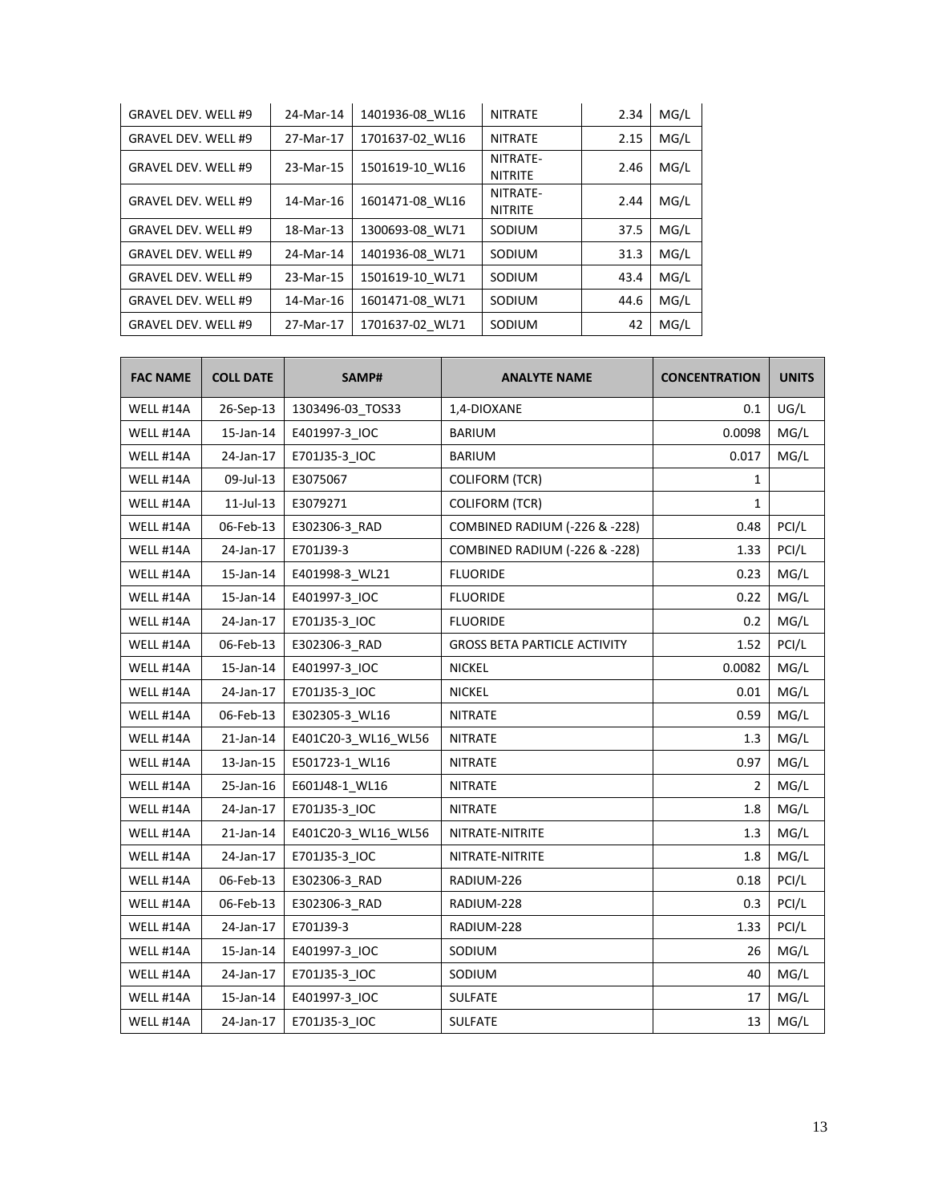| GRAVEL DEV. WELL #9 | 24-Mar-14 | 1401936-08_WL16 | NITRATE | 2.34 | MG/L |
|---|---|---|---|---|---|
| GRAVEL DEV. WELL #9 | 27-Mar-17 | 1701637-02_WL16 | NITRATE | 2.15 | MG/L |
| GRAVEL DEV. WELL #9 | 23-Mar-15 | 1501619-10_WL16 | NITRATE-NITRITE | 2.46 | MG/L |
| GRAVEL DEV. WELL #9 | 14-Mar-16 | 1601471-08_WL16 | NITRATE-NITRITE | 2.44 | MG/L |
| GRAVEL DEV. WELL #9 | 18-Mar-13 | 1300693-08_WL71 | SODIUM | 37.5 | MG/L |
| GRAVEL DEV. WELL #9 | 24-Mar-14 | 1401936-08_WL71 | SODIUM | 31.3 | MG/L |
| GRAVEL DEV. WELL #9 | 23-Mar-15 | 1501619-10_WL71 | SODIUM | 43.4 | MG/L |
| GRAVEL DEV. WELL #9 | 14-Mar-16 | 1601471-08_WL71 | SODIUM | 44.6 | MG/L |
| GRAVEL DEV. WELL #9 | 27-Mar-17 | 1701637-02_WL71 | SODIUM | 42 | MG/L |

| FAC NAME | COLL DATE | SAMP# | ANALYTE NAME | CONCENTRATION | UNITS |
|---|---|---|---|---|---|
| WELL #14A | 26-Sep-13 | 1303496-03_TOS33 | 1,4-DIOXANE | 0.1 | UG/L |
| WELL #14A | 15-Jan-14 | E401997-3_IOC | BARIUM | 0.0098 | MG/L |
| WELL #14A | 24-Jan-17 | E701J35-3_IOC | BARIUM | 0.017 | MG/L |
| WELL #14A | 09-Jul-13 | E3075067 | COLIFORM (TCR) | 1 | |
| WELL #14A | 11-Jul-13 | E3079271 | COLIFORM (TCR) | 1 | |
| WELL #14A | 06-Feb-13 | E302306-3_RAD | COMBINED RADIUM (-226 & -228) | 0.48 | PCI/L |
| WELL #14A | 24-Jan-17 | E701J39-3 | COMBINED RADIUM (-226 & -228) | 1.33 | PCI/L |
| WELL #14A | 15-Jan-14 | E401998-3_WL21 | FLUORIDE | 0.23 | MG/L |
| WELL #14A | 15-Jan-14 | E401997-3_IOC | FLUORIDE | 0.22 | MG/L |
| WELL #14A | 24-Jan-17 | E701J35-3_IOC | FLUORIDE | 0.2 | MG/L |
| WELL #14A | 06-Feb-13 | E302306-3_RAD | GROSS BETA PARTICLE ACTIVITY | 1.52 | PCI/L |
| WELL #14A | 15-Jan-14 | E401997-3_IOC | NICKEL | 0.0082 | MG/L |
| WELL #14A | 24-Jan-17 | E701J35-3_IOC | NICKEL | 0.01 | MG/L |
| WELL #14A | 06-Feb-13 | E302305-3_WL16 | NITRATE | 0.59 | MG/L |
| WELL #14A | 21-Jan-14 | E401C20-3_WL16_WL56 | NITRATE | 1.3 | MG/L |
| WELL #14A | 13-Jan-15 | E501723-1_WL16 | NITRATE | 0.97 | MG/L |
| WELL #14A | 25-Jan-16 | E601J48-1_WL16 | NITRATE | 2 | MG/L |
| WELL #14A | 24-Jan-17 | E701J35-3_IOC | NITRATE | 1.8 | MG/L |
| WELL #14A | 21-Jan-14 | E401C20-3_WL16_WL56 | NITRATE-NITRITE | 1.3 | MG/L |
| WELL #14A | 24-Jan-17 | E701J35-3_IOC | NITRATE-NITRITE | 1.8 | MG/L |
| WELL #14A | 06-Feb-13 | E302306-3_RAD | RADIUM-226 | 0.18 | PCI/L |
| WELL #14A | 06-Feb-13 | E302306-3_RAD | RADIUM-228 | 0.3 | PCI/L |
| WELL #14A | 24-Jan-17 | E701J39-3 | RADIUM-228 | 1.33 | PCI/L |
| WELL #14A | 15-Jan-14 | E401997-3_IOC | SODIUM | 26 | MG/L |
| WELL #14A | 24-Jan-17 | E701J35-3_IOC | SODIUM | 40 | MG/L |
| WELL #14A | 15-Jan-14 | E401997-3_IOC | SULFATE | 17 | MG/L |
| WELL #14A | 24-Jan-17 | E701J35-3_IOC | SULFATE | 13 | MG/L |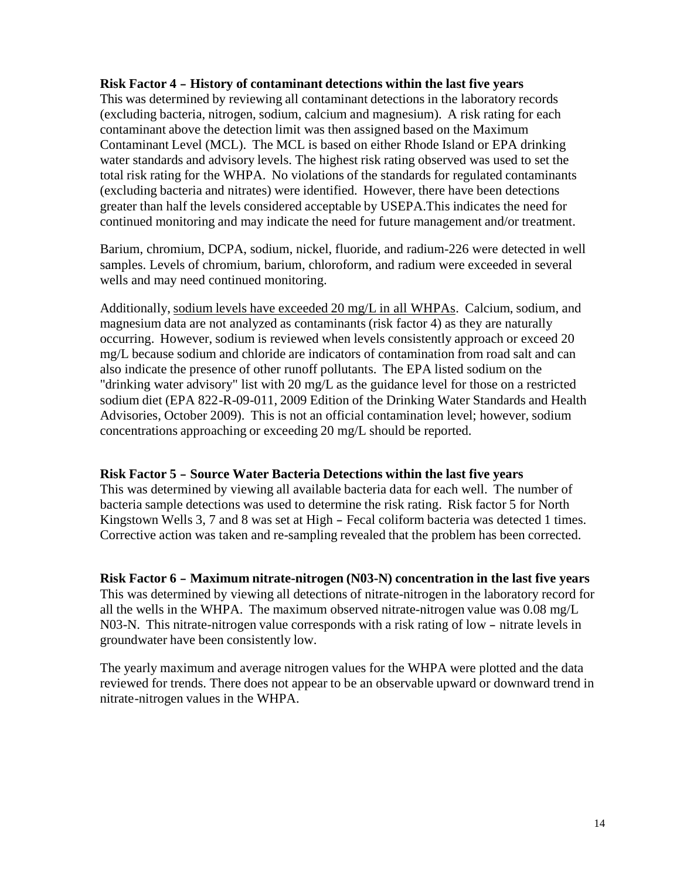**Risk Factor 4 – History of contaminant detections within the last five years**
This was determined by reviewing all contaminant detections in the laboratory records (excluding bacteria, nitrogen, sodium, calcium and magnesium). A risk rating for each contaminant above the detection limit was then assigned based on the Maximum Contaminant Level (MCL). The MCL is based on either Rhode Island or EPA drinking water standards and advisory levels. The highest risk rating observed was used to set the total risk rating for the WHPA. No violations of the standards for regulated contaminants (excluding bacteria and nitrates) were identified. However, there have been detections greater than half the levels considered acceptable by USEPA.This indicates the need for continued monitoring and may indicate the need for future management and/or treatment.

Barium, chromium, DCPA, sodium, nickel, fluoride, and radium-226 were detected in well samples. Levels of chromium, barium, chloroform, and radium were exceeded in several wells and may need continued monitoring.

Additionally, sodium levels have exceeded 20 mg/L in all WHPAs. Calcium, sodium, and magnesium data are not analyzed as contaminants (risk factor 4) as they are naturally occurring. However, sodium is reviewed when levels consistently approach or exceed 20 mg/L because sodium and chloride are indicators of contamination from road salt and can also indicate the presence of other runoff pollutants. The EPA listed sodium on the "drinking water advisory" list with 20 mg/L as the guidance level for those on a restricted sodium diet (EPA 822-R-09-011, 2009 Edition of the Drinking Water Standards and Health Advisories, October 2009). This is not an official contamination level; however, sodium concentrations approaching or exceeding 20 mg/L should be reported.

**Risk Factor 5 – Source Water Bacteria Detections within the last five years**
This was determined by viewing all available bacteria data for each well. The number of bacteria sample detections was used to determine the risk rating. Risk factor 5 for North Kingstown Wells 3, 7 and 8 was set at High – Fecal coliform bacteria was detected 1 times. Corrective action was taken and re-sampling revealed that the problem has been corrected.

**Risk Factor 6 – Maximum nitrate-nitrogen (N03-N) concentration in the last five years**
This was determined by viewing all detections of nitrate-nitrogen in the laboratory record for all the wells in the WHPA. The maximum observed nitrate-nitrogen value was 0.08 mg/L N03-N. This nitrate-nitrogen value corresponds with a risk rating of low – nitrate levels in groundwater have been consistently low.

The yearly maximum and average nitrogen values for the WHPA were plotted and the data reviewed for trends. There does not appear to be an observable upward or downward trend in nitrate-nitrogen values in the WHPA.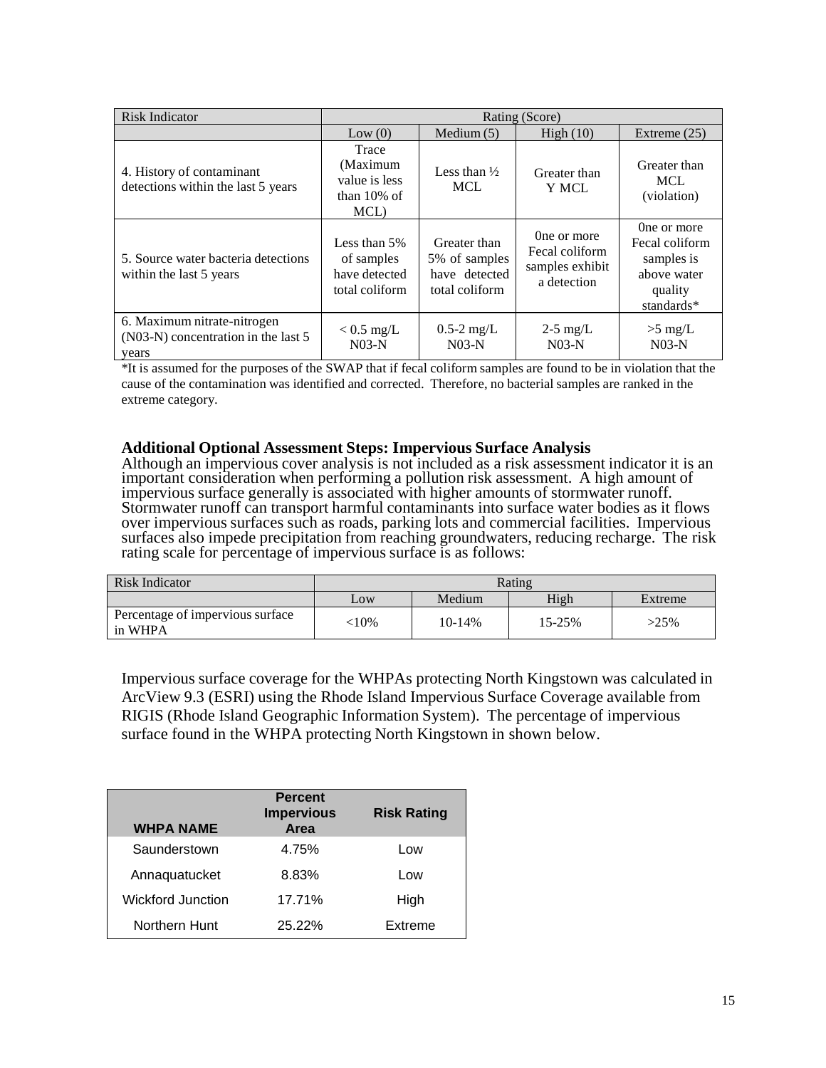| Risk Indicator | Rating (Score) | | | |
|---|---|---|---|---|
| | Low (0) | Medium (5) | High (10) | Extreme (25) |
| 4. History of contaminant detections within the last 5 years | Trace (Maximum value is less than 10% of MCL) | Less than ½ MCL | Greater than Y MCL | Greater than MCL (violation) |
| 5. Source water bacteria detections within the last 5 years | Less than 5% of samples have detected total coliform | Greater than 5% of samples have detected total coliform | 0ne or more Fecal coliform samples exhibit a detection | 0ne or more Fecal coliform samples is above water quality standards* |
| 6. Maximum nitrate-nitrogen (N03-N) concentration in the last 5 years | < 0.5 mg/L N03-N | 0.5-2 mg/L N03-N | 2-5 mg/L N03-N | >5 mg/L N03-N |

*It is assumed for the purposes of the SWAP that if fecal coliform samples are found to be in violation that the cause of the contamination was identified and corrected. Therefore, no bacterial samples are ranked in the extreme category.

**Additional Optional Assessment Steps: Impervious Surface Analysis**

Although an impervious cover analysis is not included as a risk assessment indicator it is an important consideration when performing a pollution risk assessment. A high amount of impervious surface generally is associated with higher amounts of stormwater runoff. Stormwater runoff can transport harmful contaminants into surface water bodies as it flows over impervious surfaces such as roads, parking lots and commercial facilities. Impervious surfaces also impede precipitation from reaching groundwaters, reducing recharge. The risk rating scale for percentage of impervious surface is as follows:

| Risk Indicator | Rating | | | |
|---|---|---|---|---|
| | Low | Medium | High | Extreme |
| Percentage of impervious surface in WHPA | <10% | 10-14% | 15-25% | >25% |

Impervious surface coverage for the WHPAs protecting North Kingstown was calculated in ArcView 9.3 (ESRI) using the Rhode Island Impervious Surface Coverage available from RIGIS (Rhode Island Geographic Information System). The percentage of impervious surface found in the WHPA protecting North Kingstown in shown below.

| WHPA NAME | Percent Impervious Area | Risk Rating |
|---|---|---|
| Saunderstown | 4.75% | Low |
| Annaquatucket | 8.83% | Low |
| Wickford Junction | 17.71% | High |
| Northern Hunt | 25.22% | Extreme |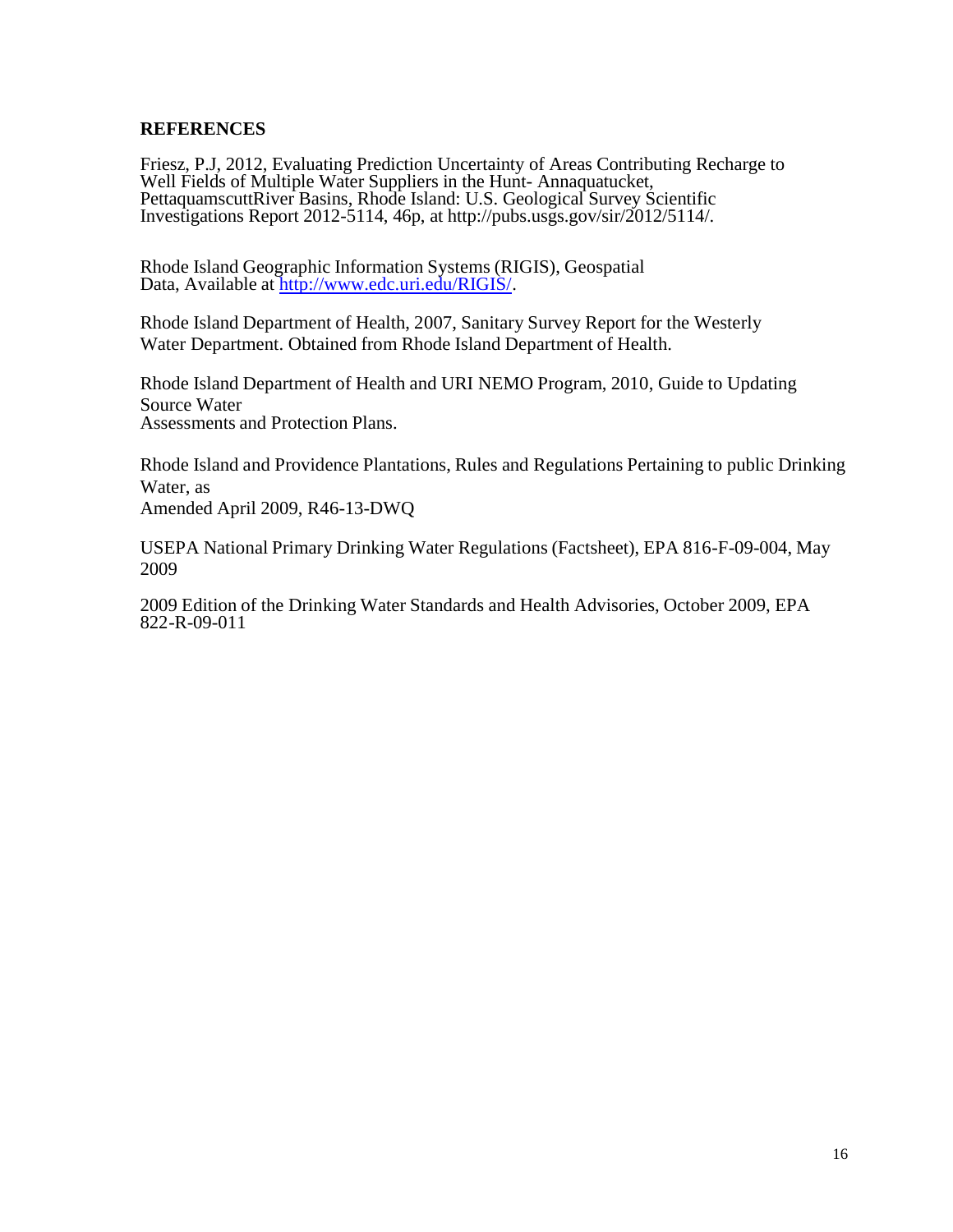## REFERENCES

Friesz, P.J, 2012, Evaluating Prediction Uncertainty of Areas Contributing Recharge to Well Fields of Multiple Water Suppliers in the Hunt- Annaquatucket, PettaquamscuttRiver Basins, Rhode Island: U.S. Geological Survey Scientific Investigations Report 2012-5114, 46p, at http://pubs.usgs.gov/sir/2012/5114/.

Rhode Island Geographic Information Systems (RIGIS), Geospatial Data, Available at http://www.edc.uri.edu/RIGIS/.

Rhode Island Department of Health, 2007, Sanitary Survey Report for the Westerly Water Department. Obtained from Rhode Island Department of Health.

Rhode Island Department of Health and URI NEMO Program, 2010, Guide to Updating Source Water Assessments and Protection Plans.

Rhode Island and Providence Plantations, Rules and Regulations Pertaining to public Drinking Water, as Amended April 2009, R46-13-DWQ

USEPA National Primary Drinking Water Regulations (Factsheet), EPA 816-F-09-004, May 2009

2009 Edition of the Drinking Water Standards and Health Advisories, October 2009, EPA 822-R-09-011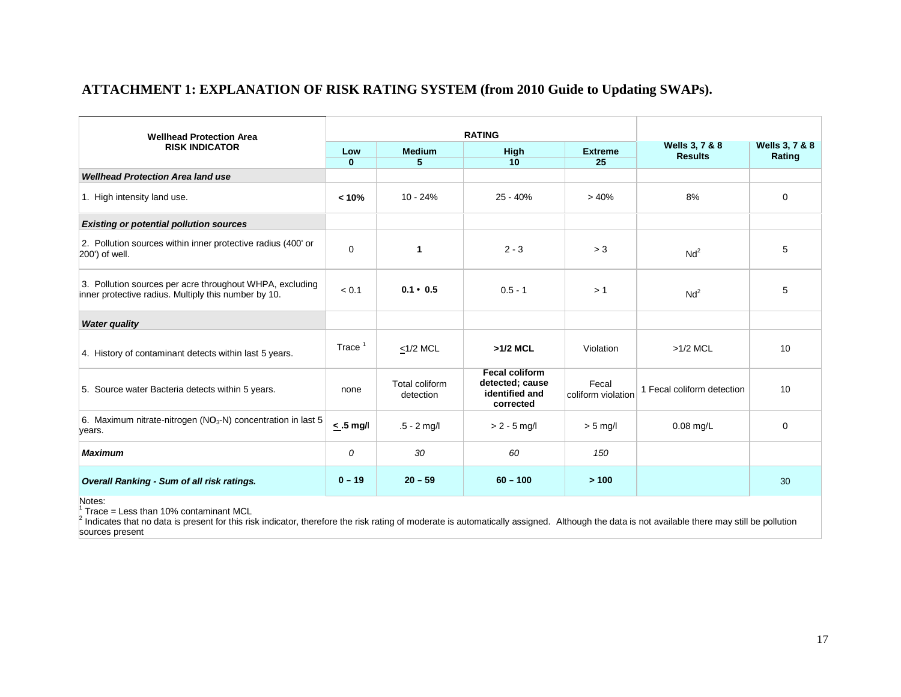# ATTACHMENT 1: EXPLANATION OF RISK RATING SYSTEM (from 2010 Guide to Updating SWAPs).

| Wellhead Protection Area RISK INDICATOR | RATING | | | | Wells 3, 7 & 8 Results | Wells 3, 7 & 8 Rating |
|---|---|---|---|---|---|---|
| | Low 0 | Medium 5 | High 10 | Extreme 25 | | |
| ***Wellhead Protection Area land use*** | | | | | | |
| 1. High intensity land use. | **< 10%** | 10 - 24% | 25 - 40% | > 40% | 8% | 0 |
| ***Existing or potential pollution sources*** | | | | | | |
| 2. Pollution sources within inner protective radius (400' or 200') of well. | 0 | **1** | 2 - 3 | > 3 | Nd[2] | 5 |
| 3. Pollution sources per acre throughout WHPA, excluding inner protective radius. Multiply this number by 10. | < 0.1 | **0.1 • 0.5** | 0.5 - 1 | > 1 | Nd[2] | 5 |
| ***Water quality*** | | | | | | |
| 4. History of contaminant detects within last 5 years. | Trace [1] | ≤1/2 MCL | **>1/2 MCL** | Violation | >1/2 MCL | 10 |
| 5. Source water Bacteria detects within 5 years. | none | Total coliform detection | **Fecal coliform detected; cause identified and corrected** | Fecal coliform violation | 1 Fecal coliform detection | 10 |
| 6. Maximum nitrate-nitrogen ($NO_3$-N) concentration in last 5 years. | **≤ .5 mg/l** | .5 - 2 mg/l | > 2 - 5 mg/l | > 5 mg/l | 0.08 mg/L | 0 |
| ***Maximum*** | *0* | *30* | *60* | *150* | | |
| ***Overall Ranking - Sum of all risk ratings.*** | **0 – 19** | **20 – 59** | **60 – 100** | **> 100** | | 30 |

Notes:
[1] Trace = Less than 10% contaminant MCL
[2] Indicates that no data is present for this risk indicator, therefore the risk rating of moderate is automatically assigned. Although the data is not available there may still be pollution sources present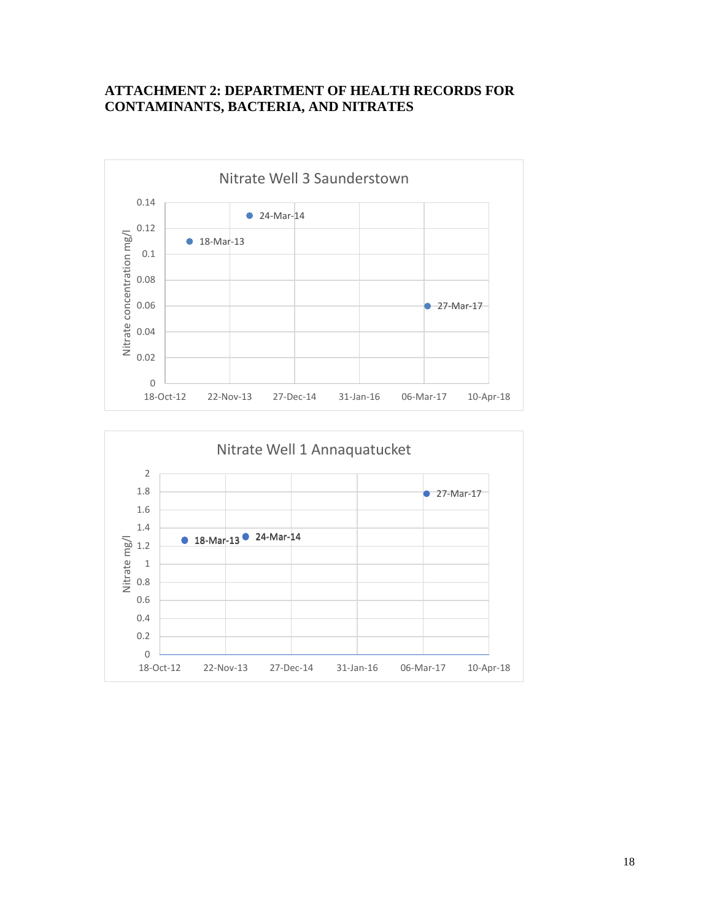## ATTACHMENT 2: DEPARTMENT OF HEALTH RECORDS FOR CONTAMINANTS, BACTERIA, AND NITRATES

Nitrate Well 3 Saunderstown

| Date | Nitrate concentration mg/l |
|---|---|
| 18-Mar-13 | 0.11 |
| 24-Mar-14 | 0.13 |
| 27-Mar-17 | 0.06 |

Nitrate Well 1 Annaquatucket

| Date | Nitrate mg/l |
|---|---|
| 18-Mar-13 | 1.26 |
| 24-Mar-14 | 1.3 |
| 27-Mar-17 | 1.78 |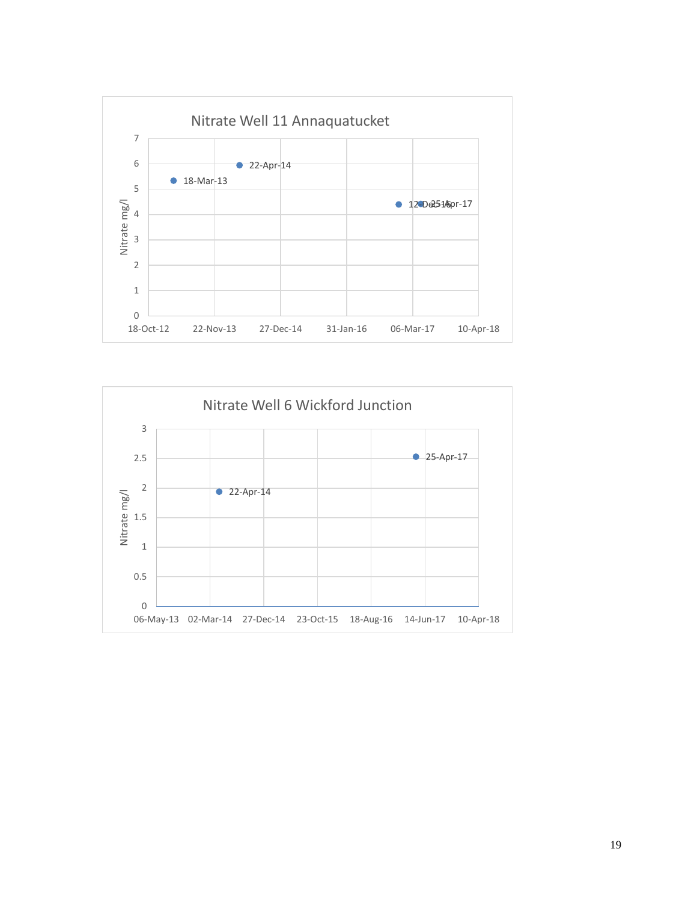**Nitrate Well 11 Annaquatucket**

| | |
|---|---|
| Y-axis | Nitrate mg/l (0–7) |
| X-axis | 18-Oct-12, 22-Nov-13, 27-Dec-14, 31-Jan-16, 06-Mar-17, 10-Apr-18 |

Data point labels: 18-Mar-13, 22-Apr-14, 12-Dec-16, 25-Apr-17

**Nitrate Well 6 Wickford Junction**

| | |
|---|---|
| Y-axis | Nitrate mg/l (0–3) |
| X-axis | 06-May-13, 02-Mar-14, 27-Dec-14, 23-Oct-15, 18-Aug-16, 14-Jun-17, 10-Apr-18 |

Data point labels: 22-Apr-14, 25-Apr-17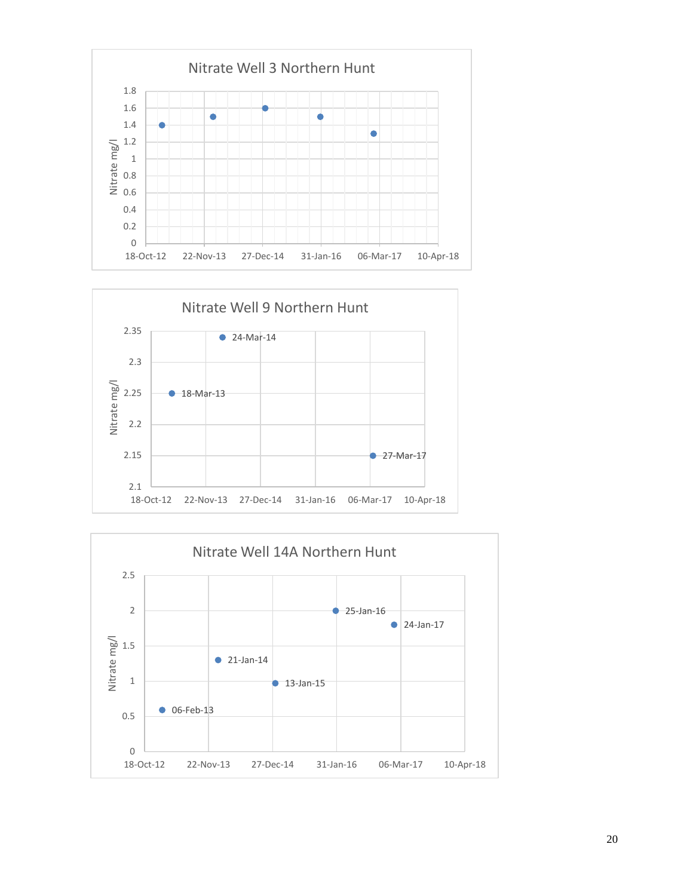Nitrate Well 3 Northern Hunt

Nitrate mg/l

1.8
1.6
1.4
1.2
1
0.8
0.6
0.4
0.2
0

18-Oct-12 22-Nov-13 27-Dec-14 31-Jan-16 06-Mar-17 10-Apr-18

Nitrate Well 9 Northern Hunt

Nitrate mg/l

2.35
2.3
2.25
2.2
2.15
2.1

24-Mar-14
18-Mar-13
27-Mar-17

18-Oct-12 22-Nov-13 27-Dec-14 31-Jan-16 06-Mar-17 10-Apr-18

Nitrate Well 14A Northern Hunt

Nitrate mg/l

2.5
2
1.5
1
0.5
0

25-Jan-16
24-Jan-17
21-Jan-14
13-Jan-15
06-Feb-13

18-Oct-12 22-Nov-13 27-Dec-14 31-Jan-16 06-Mar-17 10-Apr-18